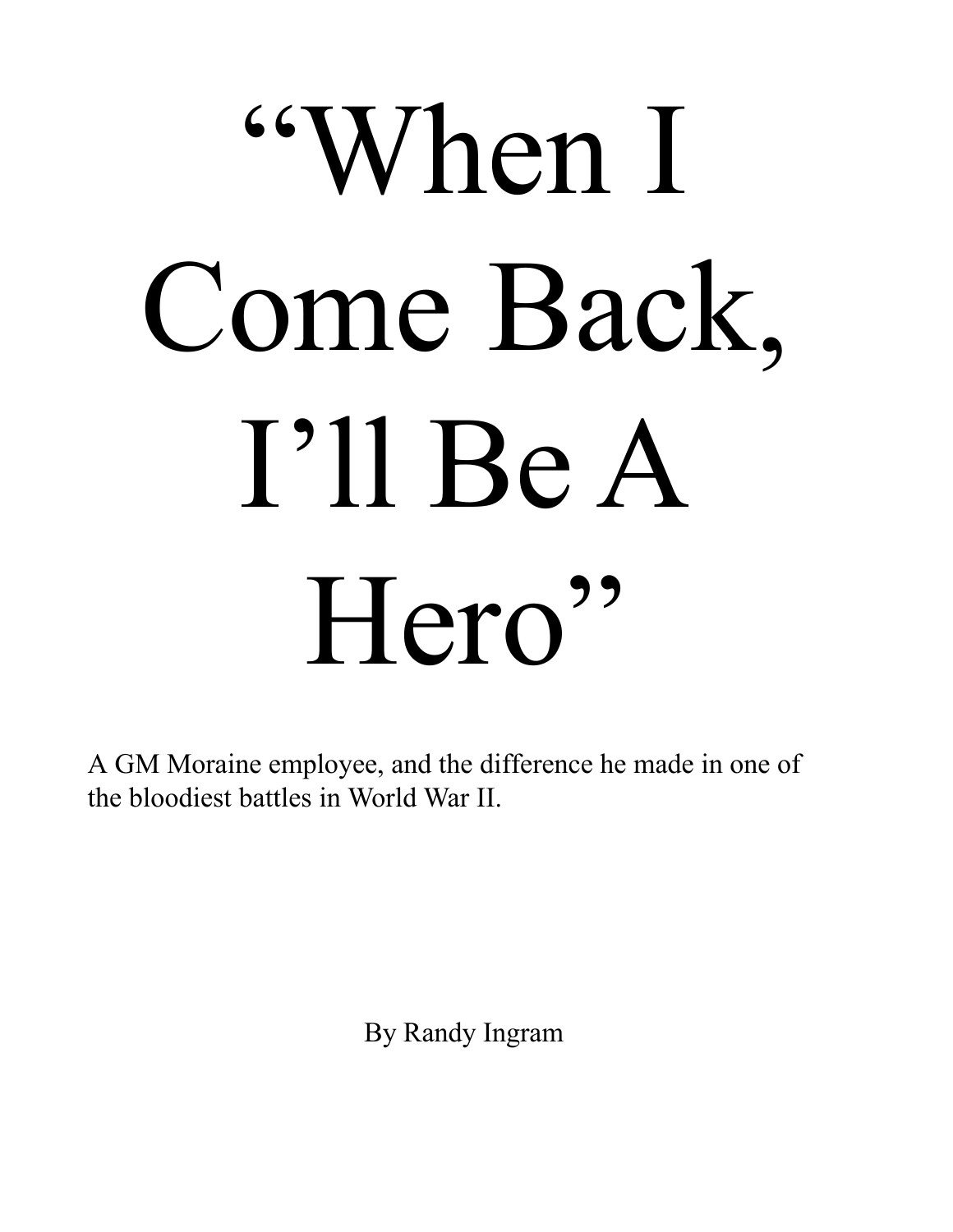# "When I Come Back, I'll Be A Hero"

A GM Moraine employee, and the difference he made in one of the bloodiest battles in World War II.

By Randy Ingram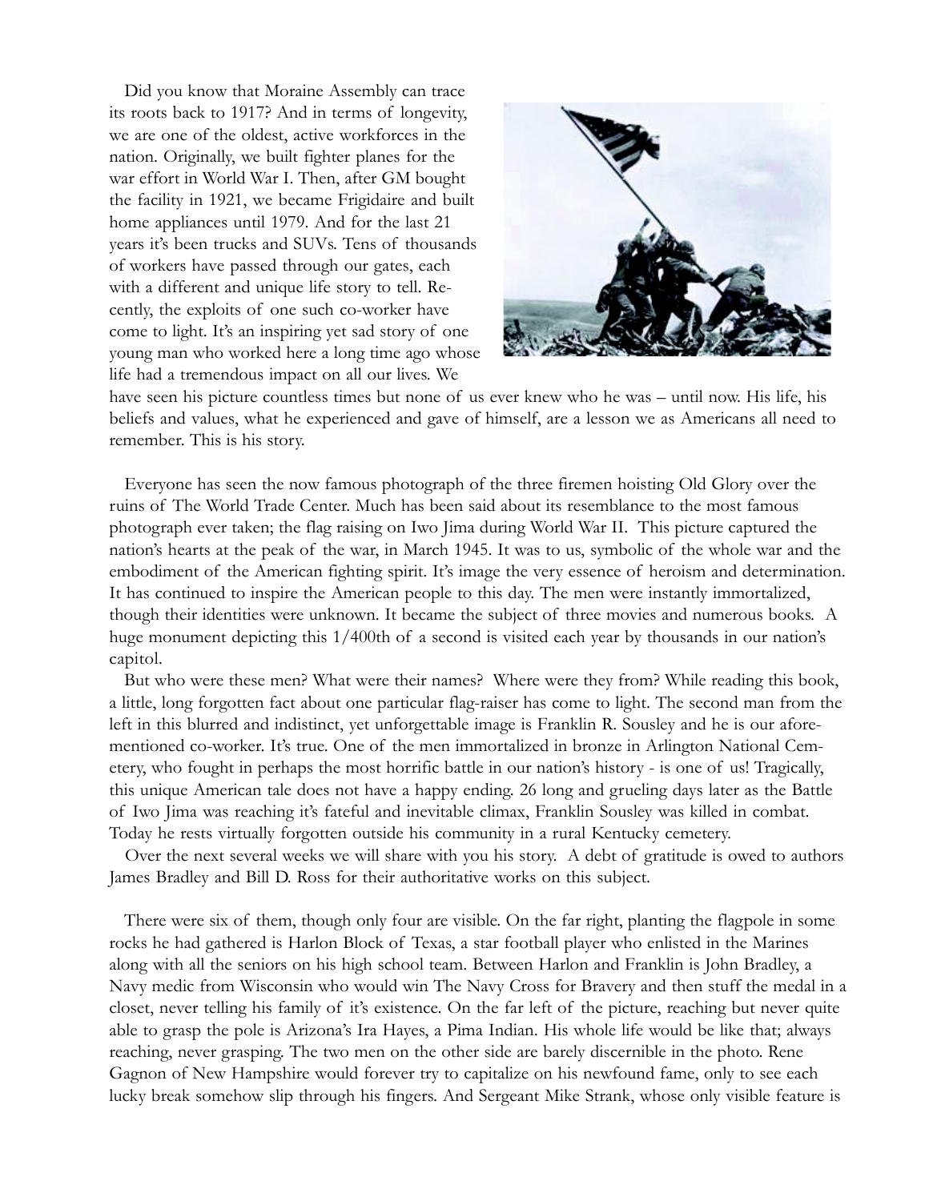Did you know that Moraine Assembly can trace its roots back to 1917? And in terms of longevity, we are one of the oldest, active workforces in the nation. Originally, we built fighter planes for the war effort in World War I. Then, after GM bought the facility in 1921, we became Frigidaire and built home appliances until 1979. And for the last 21 years it's been trucks and SUVs. Tens of thousands of workers have passed through our gates, each with a different and unique life story to tell. Recently, the exploits of one such co-worker have come to light. It's an inspiring yet sad story of one young man who worked here a long time ago whose life had a tremendous impact on all our lives. We have seen his picture countless times but none of us ever knew who he was – until now. His life, his beliefs and values, what he experienced and gave of himself, are a lesson we as Americans all need to remember. This is his story.

Everyone has seen the now famous photograph of the three firemen hoisting Old Glory over the ruins of The World Trade Center. Much has been said about its resemblance to the most famous photograph ever taken; the flag raising on Iwo Jima during World War II. This picture captured the nation's hearts at the peak of the war, in March 1945. It was to us, symbolic of the whole war and the embodiment of the American fighting spirit. It's image the very essence of heroism and determination. It has continued to inspire the American people to this day. The men were instantly immortalized, though their identities were unknown. It became the subject of three movies and numerous books. A huge monument depicting this 1/400th of a second is visited each year by thousands in our nation's capitol.

But who were these men? What were their names? Where were they from? While reading this book, a little, long forgotten fact about one particular flag-raiser has come to light. The second man from the left in this blurred and indistinct, yet unforgettable image is Franklin R. Sousley and he is our aforementioned co-worker. It's true. One of the men immortalized in bronze in Arlington National Cemetery, who fought in perhaps the most horrific battle in our nation's history - is one of us! Tragically, this unique American tale does not have a happy ending. 26 long and grueling days later as the Battle of Iwo Jima was reaching it's fateful and inevitable climax, Franklin Sousley was killed in combat. Today he rests virtually forgotten outside his community in a rural Kentucky cemetery.

Over the next several weeks we will share with you his story. A debt of gratitude is owed to authors James Bradley and Bill D. Ross for their authoritative works on this subject.

There were six of them, though only four are visible. On the far right, planting the flagpole in some rocks he had gathered is Harlon Block of Texas, a star football player who enlisted in the Marines along with all the seniors on his high school team. Between Harlon and Franklin is John Bradley, a Navy medic from Wisconsin who would win The Navy Cross for Bravery and then stuff the medal in a closet, never telling his family of it's existence. On the far left of the picture, reaching but never quite able to grasp the pole is Arizona's Ira Hayes, a Pima Indian. His whole life would be like that; always reaching, never grasping. The two men on the other side are barely discernible in the photo. Rene Gagnon of New Hampshire would forever try to capitalize on his newfound fame, only to see each lucky break somehow slip through his fingers. And Sergeant Mike Strank, whose only visible feature is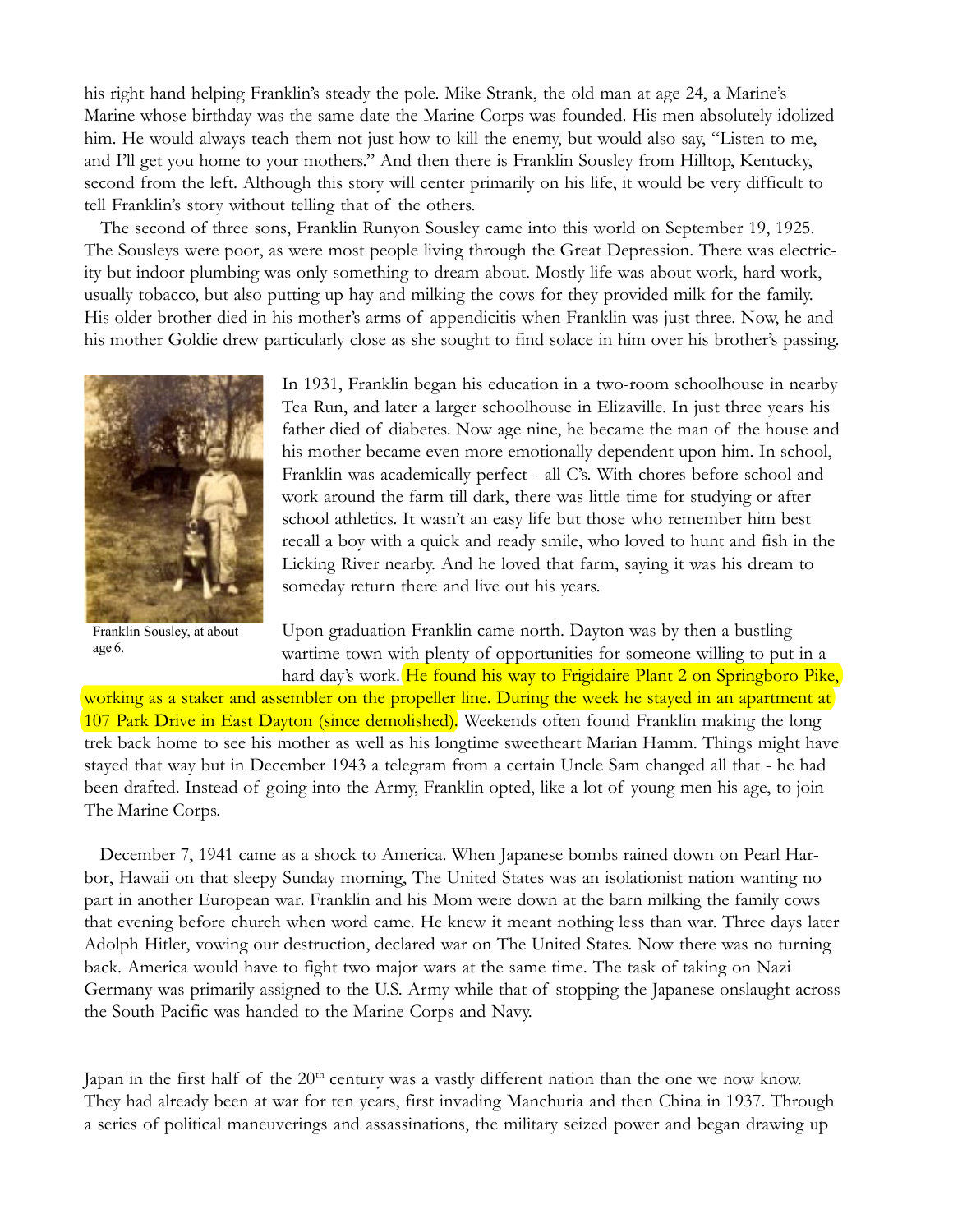his right hand helping Franklin's steady the pole. Mike Strank, the old man at age 24, a Marine's Marine whose birthday was the same date the Marine Corps was founded. His men absolutely idolized him. He would always teach them not just how to kill the enemy, but would also say, "Listen to me, and I'll get you home to your mothers." And then there is Franklin Sousley from Hilltop, Kentucky, second from the left. Although this story will center primarily on his life, it would be very difficult to tell Franklin's story without telling that of the others.

The second of three sons, Franklin Runyon Sousley came into this world on September 19, 1925. The Sousleys were poor, as were most people living through the Great Depression. There was electricity but indoor plumbing was only something to dream about. Mostly life was about work, hard work, usually tobacco, but also putting up hay and milking the cows for they provided milk for the family. His older brother died in his mother's arms of appendicitis when Franklin was just three. Now, he and his mother Goldie drew particularly close as she sought to find solace in him over his brother's passing.

Franklin Sousley, at about age 6.

In 1931, Franklin began his education in a two-room schoolhouse in nearby Tea Run, and later a larger schoolhouse in Elizaville. In just three years his father died of diabetes. Now age nine, he became the man of the house and his mother became even more emotionally dependent upon him. In school, Franklin was academically perfect - all C's. With chores before school and work around the farm till dark, there was little time for studying or after school athletics. It wasn't an easy life but those who remember him best recall a boy with a quick and ready smile, who loved to hunt and fish in the Licking River nearby. And he loved that farm, saying it was his dream to someday return there and live out his years.

Upon graduation Franklin came north. Dayton was by then a bustling wartime town with plenty of opportunities for someone willing to put in a hard day's work. He found his way to Frigidaire Plant 2 on Springboro Pike, working as a staker and assembler on the propeller line. During the week he stayed in an apartment at 107 Park Drive in East Dayton (since demolished). Weekends often found Franklin making the long trek back home to see his mother as well as his longtime sweetheart Marian Hamm. Things might have stayed that way but in December 1943 a telegram from a certain Uncle Sam changed all that - he had been drafted. Instead of going into the Army, Franklin opted, like a lot of young men his age, to join The Marine Corps.

December 7, 1941 came as a shock to America. When Japanese bombs rained down on Pearl Harbor, Hawaii on that sleepy Sunday morning, The United States was an isolationist nation wanting no part in another European war. Franklin and his Mom were down at the barn milking the family cows that evening before church when word came. He knew it meant nothing less than war. Three days later Adolph Hitler, vowing our destruction, declared war on The United States. Now there was no turning back. America would have to fight two major wars at the same time. The task of taking on Nazi Germany was primarily assigned to the U.S. Army while that of stopping the Japanese onslaught across the South Pacific was handed to the Marine Corps and Navy.

Japan in the first half of the 20th century was a vastly different nation than the one we now know. They had already been at war for ten years, first invading Manchuria and then China in 1937. Through a series of political maneuverings and assassinations, the military seized power and began drawing up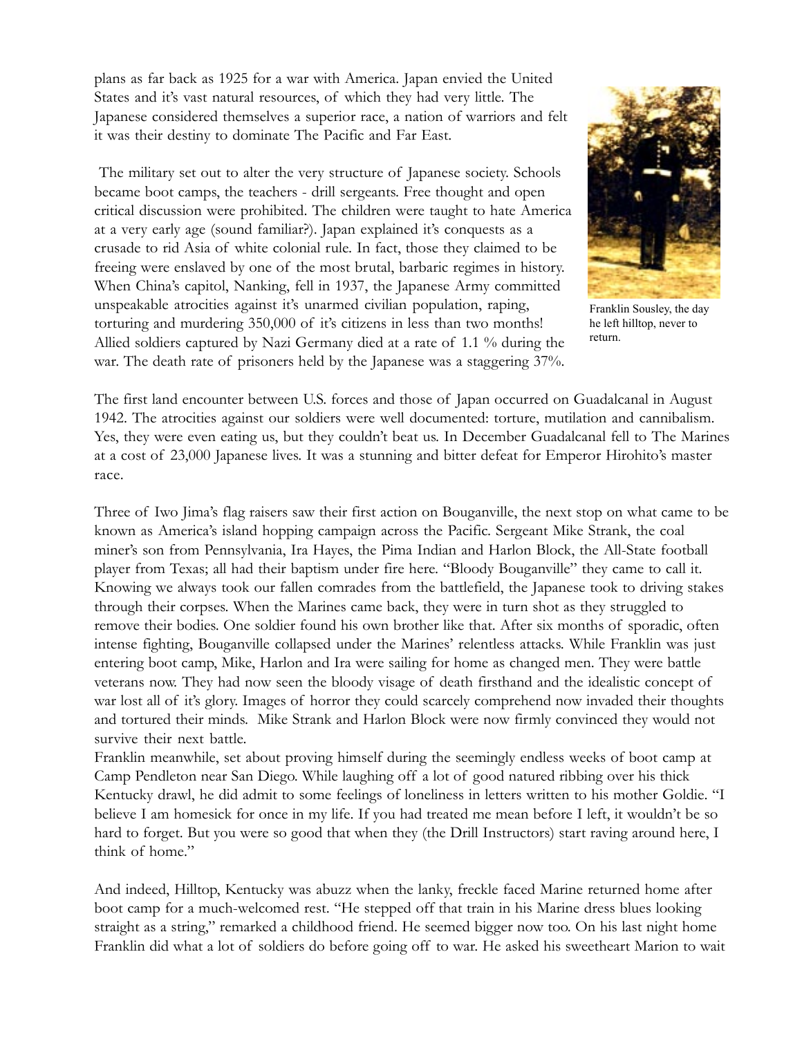plans as far back as 1925 for a war with America. Japan envied the United States and it's vast natural resources, of which they had very little. The Japanese considered themselves a superior race, a nation of warriors and felt it was their destiny to dominate The Pacific and Far East.

The military set out to alter the very structure of Japanese society. Schools became boot camps, the teachers - drill sergeants. Free thought and open critical discussion were prohibited. The children were taught to hate America at a very early age (sound familiar?). Japan explained it's conquests as a crusade to rid Asia of white colonial rule. In fact, those they claimed to be freeing were enslaved by one of the most brutal, barbaric regimes in history. When China's capitol, Nanking, fell in 1937, the Japanese Army committed unspeakable atrocities against it's unarmed civilian population, raping, torturing and murdering 350,000 of it's citizens in less than two months! Allied soldiers captured by Nazi Germany died at a rate of 1.1 % during the war. The death rate of prisoners held by the Japanese was a staggering 37%.

Franklin Sousley, the day he left hilltop, never to return.

The first land encounter between U.S. forces and those of Japan occurred on Guadalcanal in August 1942. The atrocities against our soldiers were well documented: torture, mutilation and cannibalism. Yes, they were even eating us, but they couldn't beat us. In December Guadalcanal fell to The Marines at a cost of 23,000 Japanese lives. It was a stunning and bitter defeat for Emperor Hirohito's master race.

Three of Iwo Jima's flag raisers saw their first action on Bouganville, the next stop on what came to be known as America's island hopping campaign across the Pacific. Sergeant Mike Strank, the coal miner's son from Pennsylvania, Ira Hayes, the Pima Indian and Harlon Block, the All-State football player from Texas; all had their baptism under fire here. "Bloody Bouganville" they came to call it. Knowing we always took our fallen comrades from the battlefield, the Japanese took to driving stakes through their corpses. When the Marines came back, they were in turn shot as they struggled to remove their bodies. One soldier found his own brother like that. After six months of sporadic, often intense fighting, Bouganville collapsed under the Marines' relentless attacks. While Franklin was just entering boot camp, Mike, Harlon and Ira were sailing for home as changed men. They were battle veterans now. They had now seen the bloody visage of death firsthand and the idealistic concept of war lost all of it's glory. Images of horror they could scarcely comprehend now invaded their thoughts and tortured their minds. Mike Strank and Harlon Block were now firmly convinced they would not survive their next battle.

Franklin meanwhile, set about proving himself during the seemingly endless weeks of boot camp at Camp Pendleton near San Diego. While laughing off a lot of good natured ribbing over his thick Kentucky drawl, he did admit to some feelings of loneliness in letters written to his mother Goldie. "I believe I am homesick for once in my life. If you had treated me mean before I left, it wouldn't be so hard to forget. But you were so good that when they (the Drill Instructors) start raving around here, I think of home."

And indeed, Hilltop, Kentucky was abuzz when the lanky, freckle faced Marine returned home after boot camp for a much-welcomed rest. "He stepped off that train in his Marine dress blues looking straight as a string," remarked a childhood friend. He seemed bigger now too. On his last night home Franklin did what a lot of soldiers do before going off to war. He asked his sweetheart Marion to wait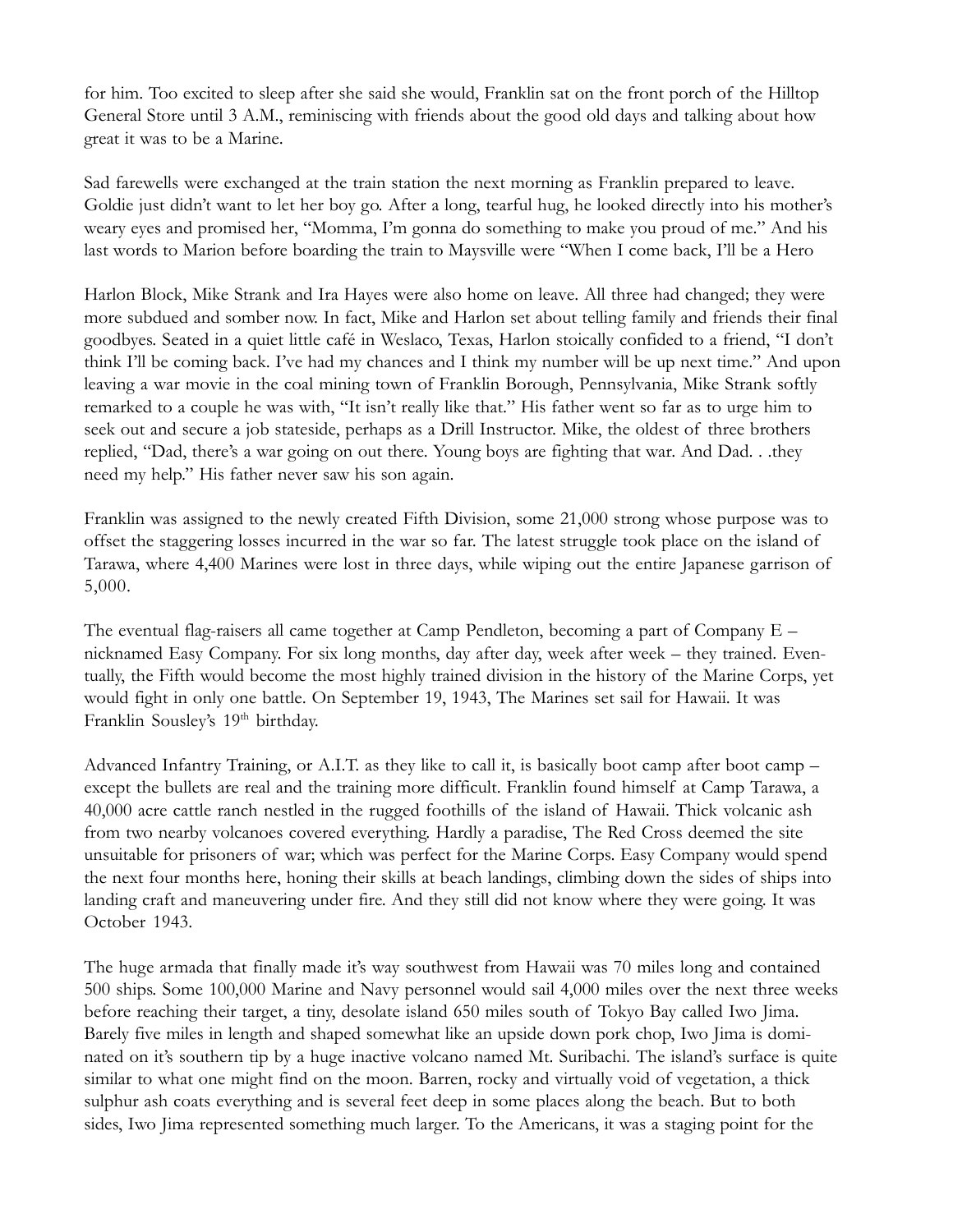for him. Too excited to sleep after she said she would, Franklin sat on the front porch of the Hilltop General Store until 3 A.M., reminiscing with friends about the good old days and talking about how great it was to be a Marine.

Sad farewells were exchanged at the train station the next morning as Franklin prepared to leave. Goldie just didn't want to let her boy go. After a long, tearful hug, he looked directly into his mother's weary eyes and promised her, "Momma, I'm gonna do something to make you proud of me." And his last words to Marion before boarding the train to Maysville were "When I come back, I'll be a Hero

Harlon Block, Mike Strank and Ira Hayes were also home on leave. All three had changed; they were more subdued and somber now. In fact, Mike and Harlon set about telling family and friends their final goodbyes. Seated in a quiet little café in Weslaco, Texas, Harlon stoically confided to a friend, "I don't think I'll be coming back. I've had my chances and I think my number will be up next time." And upon leaving a war movie in the coal mining town of Franklin Borough, Pennsylvania, Mike Strank softly remarked to a couple he was with, "It isn't really like that." His father went so far as to urge him to seek out and secure a job stateside, perhaps as a Drill Instructor. Mike, the oldest of three brothers replied, "Dad, there's a war going on out there. Young boys are fighting that war. And Dad. . .they need my help." His father never saw his son again.

Franklin was assigned to the newly created Fifth Division, some 21,000 strong whose purpose was to offset the staggering losses incurred in the war so far. The latest struggle took place on the island of Tarawa, where 4,400 Marines were lost in three days, while wiping out the entire Japanese garrison of 5,000.

The eventual flag-raisers all came together at Camp Pendleton, becoming a part of Company E – nicknamed Easy Company. For six long months, day after day, week after week – they trained. Eventually, the Fifth would become the most highly trained division in the history of the Marine Corps, yet would fight in only one battle. On September 19, 1943, The Marines set sail for Hawaii. It was Franklin Sousley's 19th birthday.

Advanced Infantry Training, or A.I.T. as they like to call it, is basically boot camp after boot camp – except the bullets are real and the training more difficult. Franklin found himself at Camp Tarawa, a 40,000 acre cattle ranch nestled in the rugged foothills of the island of Hawaii. Thick volcanic ash from two nearby volcanoes covered everything. Hardly a paradise, The Red Cross deemed the site unsuitable for prisoners of war; which was perfect for the Marine Corps. Easy Company would spend the next four months here, honing their skills at beach landings, climbing down the sides of ships into landing craft and maneuvering under fire. And they still did not know where they were going. It was October 1943.

The huge armada that finally made it's way southwest from Hawaii was 70 miles long and contained 500 ships. Some 100,000 Marine and Navy personnel would sail 4,000 miles over the next three weeks before reaching their target, a tiny, desolate island 650 miles south of Tokyo Bay called Iwo Jima. Barely five miles in length and shaped somewhat like an upside down pork chop, Iwo Jima is dominated on it's southern tip by a huge inactive volcano named Mt. Suribachi. The island's surface is quite similar to what one might find on the moon. Barren, rocky and virtually void of vegetation, a thick sulphur ash coats everything and is several feet deep in some places along the beach. But to both sides, Iwo Jima represented something much larger. To the Americans, it was a staging point for the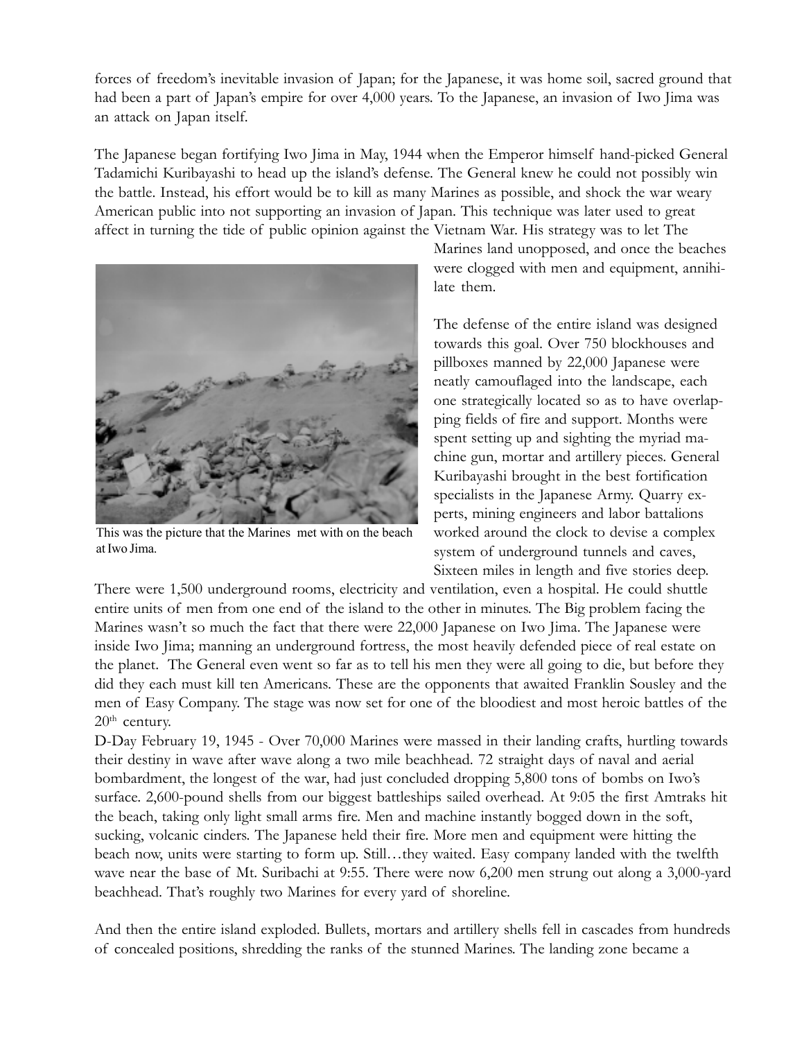forces of freedom's inevitable invasion of Japan; for the Japanese, it was home soil, sacred ground that had been a part of Japan's empire for over 4,000 years. To the Japanese, an invasion of Iwo Jima was an attack on Japan itself.

The Japanese began fortifying Iwo Jima in May, 1944 when the Emperor himself hand-picked General Tadamichi Kuribayashi to head up the island's defense. The General knew he could not possibly win the battle. Instead, his effort would be to kill as many Marines as possible, and shock the war weary American public into not supporting an invasion of Japan. This technique was later used to great affect in turning the tide of public opinion against the Vietnam War. His strategy was to let The Marines land unopposed, and once the beaches were clogged with men and equipment, annihilate them.

This was the picture that the Marines met with on the beach at Iwo Jima.

The defense of the entire island was designed towards this goal. Over 750 blockhouses and pillboxes manned by 22,000 Japanese were neatly camouflaged into the landscape, each one strategically located so as to have overlapping fields of fire and support. Months were spent setting up and sighting the myriad machine gun, mortar and artillery pieces. General Kuribayashi brought in the best fortification specialists in the Japanese Army. Quarry experts, mining engineers and labor battalions worked around the clock to devise a complex system of underground tunnels and caves, Sixteen miles in length and five stories deep. There were 1,500 underground rooms, electricity and ventilation, even a hospital. He could shuttle entire units of men from one end of the island to the other in minutes. The Big problem facing the Marines wasn't so much the fact that there were 22,000 Japanese on Iwo Jima. The Japanese were inside Iwo Jima; manning an underground fortress, the most heavily defended piece of real estate on the planet. The General even went so far as to tell his men they were all going to die, but before they did they each must kill ten Americans. These are the opponents that awaited Franklin Sousley and the men of Easy Company. The stage was now set for one of the bloodiest and most heroic battles of the 20th century.

D-Day February 19, 1945 - Over 70,000 Marines were massed in their landing crafts, hurtling towards their destiny in wave after wave along a two mile beachhead. 72 straight days of naval and aerial bombardment, the longest of the war, had just concluded dropping 5,800 tons of bombs on Iwo's surface. 2,600-pound shells from our biggest battleships sailed overhead. At 9:05 the first Amtraks hit the beach, taking only light small arms fire. Men and machine instantly bogged down in the soft, sucking, volcanic cinders. The Japanese held their fire. More men and equipment were hitting the beach now, units were starting to form up. Still…they waited. Easy company landed with the twelfth wave near the base of Mt. Suribachi at 9:55. There were now 6,200 men strung out along a 3,000-yard beachhead. That's roughly two Marines for every yard of shoreline.

And then the entire island exploded. Bullets, mortars and artillery shells fell in cascades from hundreds of concealed positions, shredding the ranks of the stunned Marines. The landing zone became a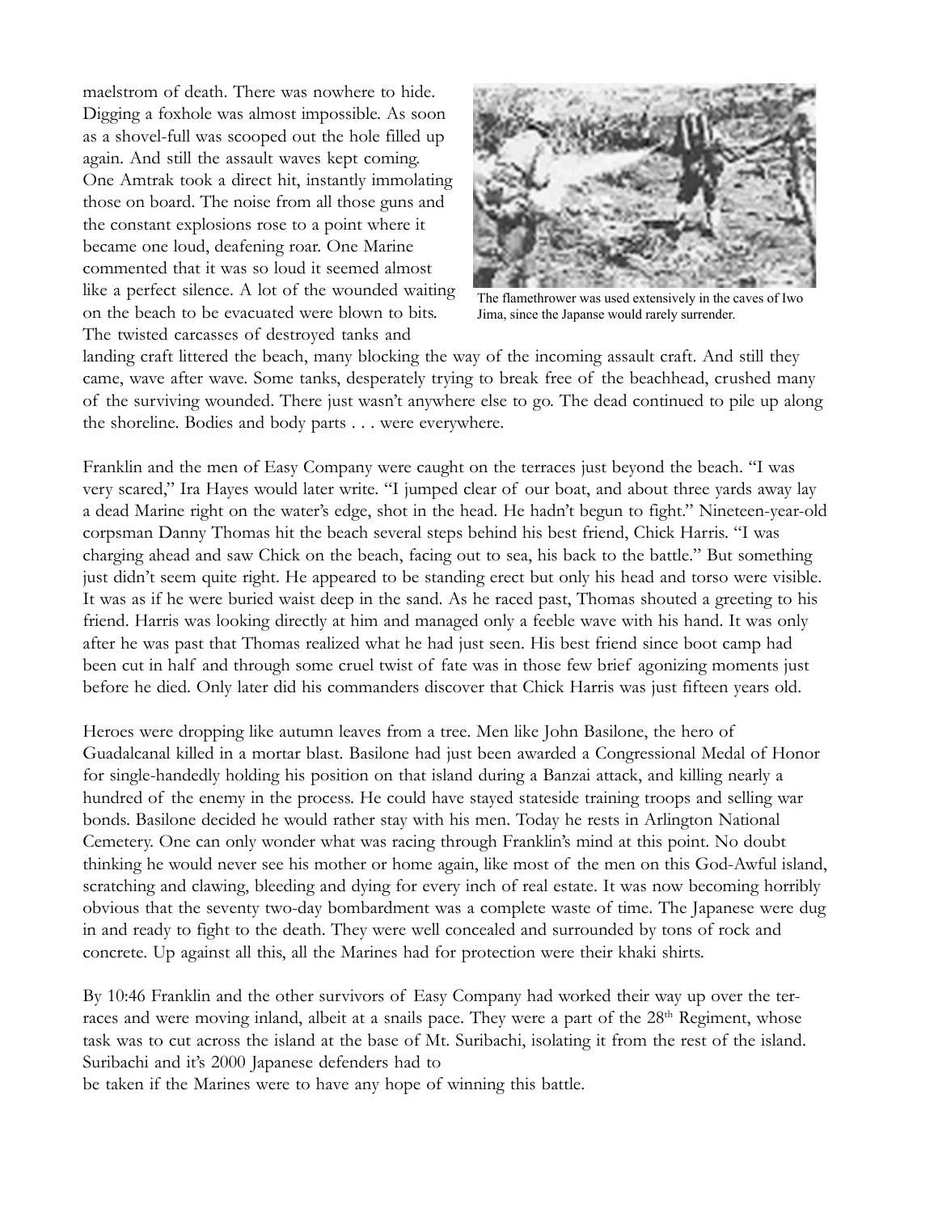maelstrom of death. There was nowhere to hide. Digging a foxhole was almost impossible. As soon as a shovel-full was scooped out the hole filled up again. And still the assault waves kept coming. One Amtrak took a direct hit, instantly immolating those on board. The noise from all those guns and the constant explosions rose to a point where it became one loud, deafening roar. One Marine commented that it was so loud it seemed almost like a perfect silence. A lot of the wounded waiting on the beach to be evacuated were blown to bits. The twisted carcasses of destroyed tanks and landing craft littered the beach, many blocking the way of the incoming assault craft. And still they came, wave after wave. Some tanks, desperately trying to break free of the beachhead, crushed many of the surviving wounded. There just wasn't anywhere else to go. The dead continued to pile up along the shoreline. Bodies and body parts . . . were everywhere.

The flamethrower was used extensively in the caves of Iwo Jima, since the Japanse would rarely surrender.

Franklin and the men of Easy Company were caught on the terraces just beyond the beach. "I was very scared," Ira Hayes would later write. "I jumped clear of our boat, and about three yards away lay a dead Marine right on the water's edge, shot in the head. He hadn't begun to fight." Nineteen-year-old corpsman Danny Thomas hit the beach several steps behind his best friend, Chick Harris. "I was charging ahead and saw Chick on the beach, facing out to sea, his back to the battle." But something just didn't seem quite right. He appeared to be standing erect but only his head and torso were visible. It was as if he were buried waist deep in the sand. As he raced past, Thomas shouted a greeting to his friend. Harris was looking directly at him and managed only a feeble wave with his hand. It was only after he was past that Thomas realized what he had just seen. His best friend since boot camp had been cut in half and through some cruel twist of fate was in those few brief agonizing moments just before he died. Only later did his commanders discover that Chick Harris was just fifteen years old.

Heroes were dropping like autumn leaves from a tree. Men like John Basilone, the hero of Guadalcanal killed in a mortar blast. Basilone had just been awarded a Congressional Medal of Honor for single-handedly holding his position on that island during a Banzai attack, and killing nearly a hundred of the enemy in the process. He could have stayed stateside training troops and selling war bonds. Basilone decided he would rather stay with his men. Today he rests in Arlington National Cemetery. One can only wonder what was racing through Franklin's mind at this point. No doubt thinking he would never see his mother or home again, like most of the men on this God-Awful island, scratching and clawing, bleeding and dying for every inch of real estate. It was now becoming horribly obvious that the seventy two-day bombardment was a complete waste of time. The Japanese were dug in and ready to fight to the death. They were well concealed and surrounded by tons of rock and concrete. Up against all this, all the Marines had for protection were their khaki shirts.

By 10:46 Franklin and the other survivors of Easy Company had worked their way up over the terraces and were moving inland, albeit at a snails pace. They were a part of the 28th Regiment, whose task was to cut across the island at the base of Mt. Suribachi, isolating it from the rest of the island. Suribachi and it's 2000 Japanese defenders had to be taken if the Marines were to have any hope of winning this battle.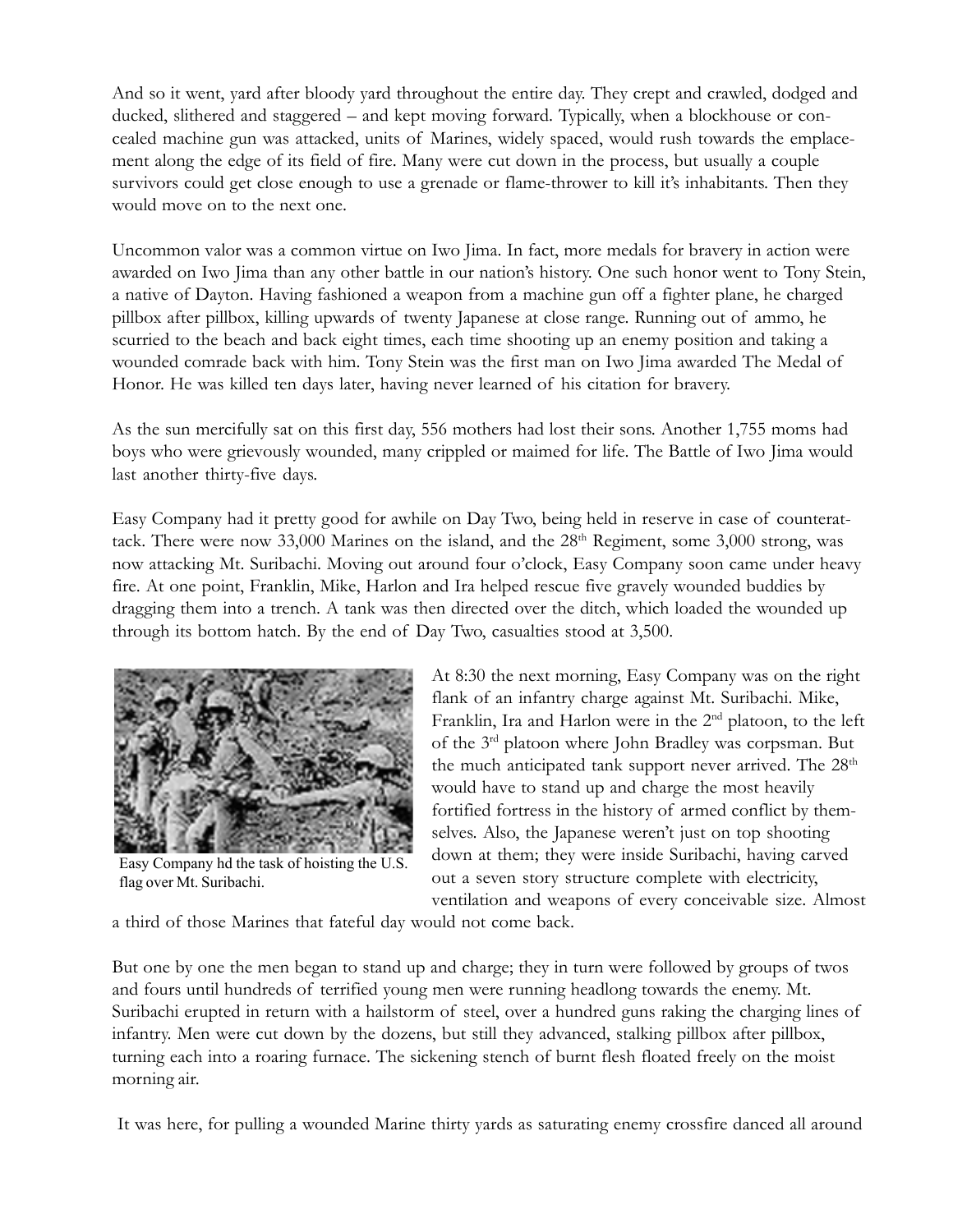And so it went, yard after bloody yard throughout the entire day. They crept and crawled, dodged and ducked, slithered and staggered – and kept moving forward. Typically, when a blockhouse or concealed machine gun was attacked, units of Marines, widely spaced, would rush towards the emplacement along the edge of its field of fire. Many were cut down in the process, but usually a couple survivors could get close enough to use a grenade or flame-thrower to kill it's inhabitants. Then they would move on to the next one.

Uncommon valor was a common virtue on Iwo Jima. In fact, more medals for bravery in action were awarded on Iwo Jima than any other battle in our nation's history. One such honor went to Tony Stein, a native of Dayton. Having fashioned a weapon from a machine gun off a fighter plane, he charged pillbox after pillbox, killing upwards of twenty Japanese at close range. Running out of ammo, he scurried to the beach and back eight times, each time shooting up an enemy position and taking a wounded comrade back with him. Tony Stein was the first man on Iwo Jima awarded The Medal of Honor. He was killed ten days later, having never learned of his citation for bravery.

As the sun mercifully sat on this first day, 556 mothers had lost their sons. Another 1,755 moms had boys who were grievously wounded, many crippled or maimed for life. The Battle of Iwo Jima would last another thirty-five days.

Easy Company had it pretty good for awhile on Day Two, being held in reserve in case of counterattack. There were now 33,000 Marines on the island, and the 28th Regiment, some 3,000 strong, was now attacking Mt. Suribachi. Moving out around four o'clock, Easy Company soon came under heavy fire. At one point, Franklin, Mike, Harlon and Ira helped rescue five gravely wounded buddies by dragging them into a trench. A tank was then directed over the ditch, which loaded the wounded up through its bottom hatch. By the end of Day Two, casualties stood at 3,500.

Easy Company hd the task of hoisting the U.S. flag over Mt. Suribachi.

At 8:30 the next morning, Easy Company was on the right flank of an infantry charge against Mt. Suribachi. Mike, Franklin, Ira and Harlon were in the 2nd platoon, to the left of the 3rd platoon where John Bradley was corpsman. But the much anticipated tank support never arrived. The 28th would have to stand up and charge the most heavily fortified fortress in the history of armed conflict by themselves. Also, the Japanese weren't just on top shooting down at them; they were inside Suribachi, having carved out a seven story structure complete with electricity, ventilation and weapons of every conceivable size. Almost a third of those Marines that fateful day would not come back.

But one by one the men began to stand up and charge; they in turn were followed by groups of twos and fours until hundreds of terrified young men were running headlong towards the enemy. Mt. Suribachi erupted in return with a hailstorm of steel, over a hundred guns raking the charging lines of infantry. Men were cut down by the dozens, but still they advanced, stalking pillbox after pillbox, turning each into a roaring furnace. The sickening stench of burnt flesh floated freely on the moist morning air.

It was here, for pulling a wounded Marine thirty yards as saturating enemy crossfire danced all around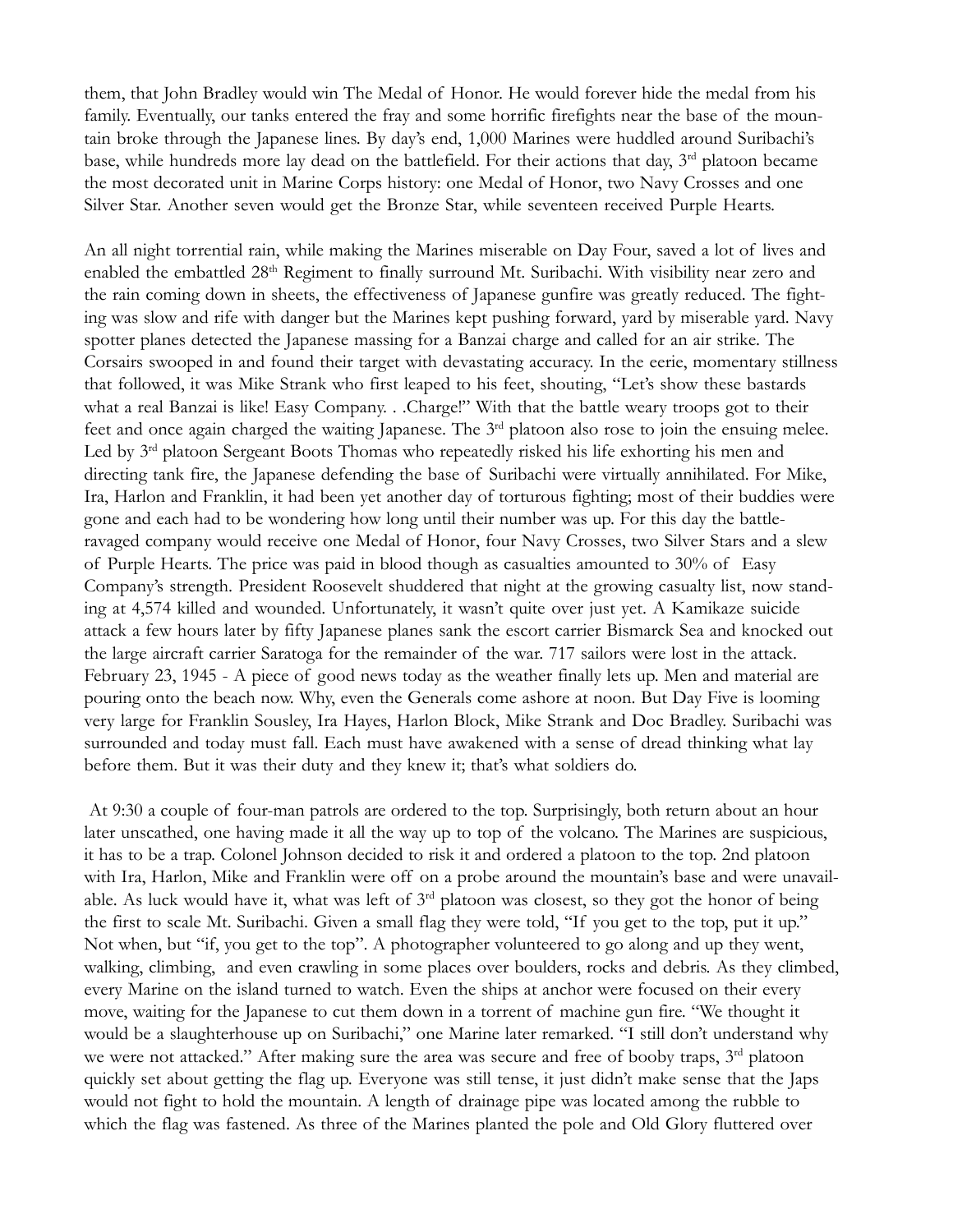them, that John Bradley would win The Medal of Honor. He would forever hide the medal from his family. Eventually, our tanks entered the fray and some horrific firefights near the base of the mountain broke through the Japanese lines. By day's end, 1,000 Marines were huddled around Suribachi's base, while hundreds more lay dead on the battlefield. For their actions that day, 3rd platoon became the most decorated unit in Marine Corps history: one Medal of Honor, two Navy Crosses and one Silver Star. Another seven would get the Bronze Star, while seventeen received Purple Hearts.

An all night torrential rain, while making the Marines miserable on Day Four, saved a lot of lives and enabled the embattled 28th Regiment to finally surround Mt. Suribachi. With visibility near zero and the rain coming down in sheets, the effectiveness of Japanese gunfire was greatly reduced. The fighting was slow and rife with danger but the Marines kept pushing forward, yard by miserable yard. Navy spotter planes detected the Japanese massing for a Banzai charge and called for an air strike. The Corsairs swooped in and found their target with devastating accuracy. In the eerie, momentary stillness that followed, it was Mike Strank who first leaped to his feet, shouting, "Let's show these bastards what a real Banzai is like! Easy Company. . .Charge!" With that the battle weary troops got to their feet and once again charged the waiting Japanese. The 3rd platoon also rose to join the ensuing melee. Led by 3rd platoon Sergeant Boots Thomas who repeatedly risked his life exhorting his men and directing tank fire, the Japanese defending the base of Suribachi were virtually annihilated. For Mike, Ira, Harlon and Franklin, it had been yet another day of torturous fighting; most of their buddies were gone and each had to be wondering how long until their number was up. For this day the battle-ravaged company would receive one Medal of Honor, four Navy Crosses, two Silver Stars and a slew of Purple Hearts. The price was paid in blood though as casualties amounted to 30% of Easy Company's strength. President Roosevelt shuddered that night at the growing casualty list, now standing at 4,574 killed and wounded. Unfortunately, it wasn't quite over just yet. A Kamikaze suicide attack a few hours later by fifty Japanese planes sank the escort carrier Bismarck Sea and knocked out the large aircraft carrier Saratoga for the remainder of the war. 717 sailors were lost in the attack. February 23, 1945 - A piece of good news today as the weather finally lets up. Men and material are pouring onto the beach now. Why, even the Generals come ashore at noon. But Day Five is looming very large for Franklin Sousley, Ira Hayes, Harlon Block, Mike Strank and Doc Bradley. Suribachi was surrounded and today must fall. Each must have awakened with a sense of dread thinking what lay before them. But it was their duty and they knew it; that's what soldiers do.

At 9:30 a couple of four-man patrols are ordered to the top. Surprisingly, both return about an hour later unscathed, one having made it all the way up to top of the volcano. The Marines are suspicious, it has to be a trap. Colonel Johnson decided to risk it and ordered a platoon to the top. 2nd platoon with Ira, Harlon, Mike and Franklin were off on a probe around the mountain's base and were unavailable. As luck would have it, what was left of 3rd platoon was closest, so they got the honor of being the first to scale Mt. Suribachi. Given a small flag they were told, "If you get to the top, put it up." Not when, but "if, you get to the top". A photographer volunteered to go along and up they went, walking, climbing, and even crawling in some places over boulders, rocks and debris. As they climbed, every Marine on the island turned to watch. Even the ships at anchor were focused on their every move, waiting for the Japanese to cut them down in a torrent of machine gun fire. "We thought it would be a slaughterhouse up on Suribachi," one Marine later remarked. "I still don't understand why we were not attacked." After making sure the area was secure and free of booby traps, 3rd platoon quickly set about getting the flag up. Everyone was still tense, it just didn't make sense that the Japs would not fight to hold the mountain. A length of drainage pipe was located among the rubble to which the flag was fastened. As three of the Marines planted the pole and Old Glory fluttered over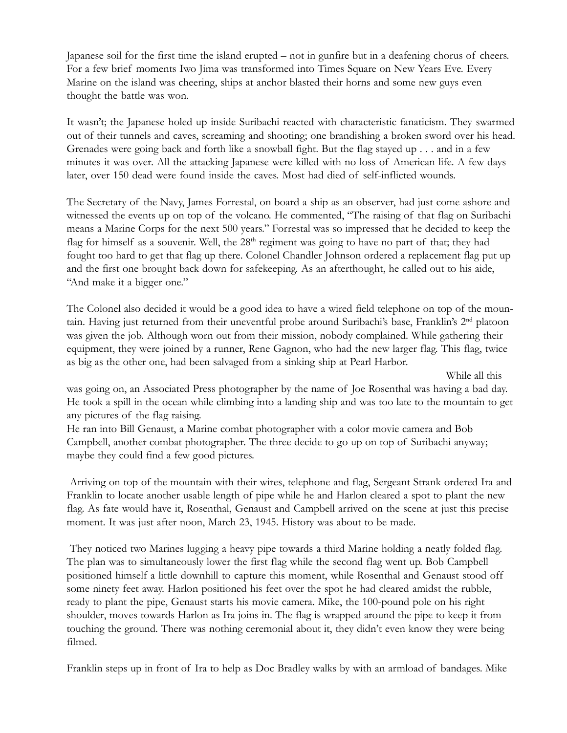Japanese soil for the first time the island erupted – not in gunfire but in a deafening chorus of cheers. For a few brief moments Iwo Jima was transformed into Times Square on New Years Eve. Every Marine on the island was cheering, ships at anchor blasted their horns and some new guys even thought the battle was won.

It wasn't; the Japanese holed up inside Suribachi reacted with characteristic fanaticism. They swarmed out of their tunnels and caves, screaming and shooting; one brandishing a broken sword over his head. Grenades were going back and forth like a snowball fight. But the flag stayed up . . . and in a few minutes it was over. All the attacking Japanese were killed with no loss of American life. A few days later, over 150 dead were found inside the caves. Most had died of self-inflicted wounds.

The Secretary of the Navy, James Forrestal, on board a ship as an observer, had just come ashore and witnessed the events up on top of the volcano. He commented, "The raising of that flag on Suribachi means a Marine Corps for the next 500 years." Forrestal was so impressed that he decided to keep the flag for himself as a souvenir. Well, the 28th regiment was going to have no part of that; they had fought too hard to get that flag up there. Colonel Chandler Johnson ordered a replacement flag put up and the first one brought back down for safekeeping. As an afterthought, he called out to his aide, "And make it a bigger one."

The Colonel also decided it would be a good idea to have a wired field telephone on top of the mountain. Having just returned from their uneventful probe around Suribachi's base, Franklin's 2nd platoon was given the job. Although worn out from their mission, nobody complained. While gathering their equipment, they were joined by a runner, Rene Gagnon, who had the new larger flag. This flag, twice as big as the other one, had been salvaged from a sinking ship at Pearl Harbor.

While all this was going on, an Associated Press photographer by the name of Joe Rosenthal was having a bad day. He took a spill in the ocean while climbing into a landing ship and was too late to the mountain to get any pictures of the flag raising.

He ran into Bill Genaust, a Marine combat photographer with a color movie camera and Bob Campbell, another combat photographer. The three decide to go up on top of Suribachi anyway; maybe they could find a few good pictures.

Arriving on top of the mountain with their wires, telephone and flag, Sergeant Strank ordered Ira and Franklin to locate another usable length of pipe while he and Harlon cleared a spot to plant the new flag. As fate would have it, Rosenthal, Genaust and Campbell arrived on the scene at just this precise moment. It was just after noon, March 23, 1945. History was about to be made.

They noticed two Marines lugging a heavy pipe towards a third Marine holding a neatly folded flag. The plan was to simultaneously lower the first flag while the second flag went up. Bob Campbell positioned himself a little downhill to capture this moment, while Rosenthal and Genaust stood off some ninety feet away. Harlon positioned his feet over the spot he had cleared amidst the rubble, ready to plant the pipe, Genaust starts his movie camera. Mike, the 100-pound pole on his right shoulder, moves towards Harlon as Ira joins in. The flag is wrapped around the pipe to keep it from touching the ground. There was nothing ceremonial about it, they didn't even know they were being filmed.

Franklin steps up in front of Ira to help as Doc Bradley walks by with an armload of bandages. Mike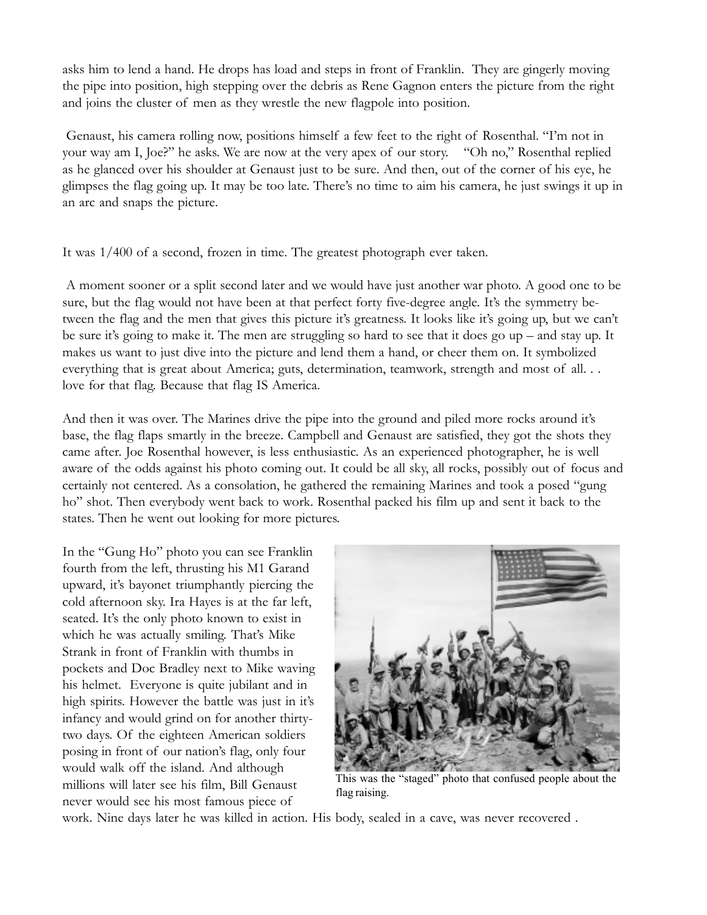asks him to lend a hand. He drops has load and steps in front of Franklin. They are gingerly moving the pipe into position, high stepping over the debris as Rene Gagnon enters the picture from the right and joins the cluster of men as they wrestle the new flagpole into position.

Genaust, his camera rolling now, positions himself a few feet to the right of Rosenthal. "I'm not in your way am I, Joe?" he asks. We are now at the very apex of our story. "Oh no," Rosenthal replied as he glanced over his shoulder at Genaust just to be sure. And then, out of the corner of his eye, he glimpses the flag going up. It may be too late. There's no time to aim his camera, he just swings it up in an arc and snaps the picture.

It was 1/400 of a second, frozen in time. The greatest photograph ever taken.

A moment sooner or a split second later and we would have just another war photo. A good one to be sure, but the flag would not have been at that perfect forty five-degree angle. It's the symmetry between the flag and the men that gives this picture it's greatness. It looks like it's going up, but we can't be sure it's going to make it. The men are struggling so hard to see that it does go up – and stay up. It makes us want to just dive into the picture and lend them a hand, or cheer them on. It symbolized everything that is great about America; guts, determination, teamwork, strength and most of all. . . love for that flag. Because that flag IS America.

And then it was over. The Marines drive the pipe into the ground and piled more rocks around it's base, the flag flaps smartly in the breeze. Campbell and Genaust are satisfied, they got the shots they came after. Joe Rosenthal however, is less enthusiastic. As an experienced photographer, he is well aware of the odds against his photo coming out. It could be all sky, all rocks, possibly out of focus and certainly not centered. As a consolation, he gathered the remaining Marines and took a posed "gung ho" shot. Then everybody went back to work. Rosenthal packed his film up and sent it back to the states. Then he went out looking for more pictures.

In the "Gung Ho" photo you can see Franklin fourth from the left, thrusting his M1 Garand upward, it's bayonet triumphantly piercing the cold afternoon sky. Ira Hayes is at the far left, seated. It's the only photo known to exist in which he was actually smiling. That's Mike Strank in front of Franklin with thumbs in pockets and Doc Bradley next to Mike waving his helmet. Everyone is quite jubilant and in high spirits. However the battle was just in it's infancy and would grind on for another thirty-two days. Of the eighteen American soldiers posing in front of our nation's flag, only four would walk off the island. And although millions will later see his film, Bill Genaust never would see his most famous piece of work. Nine days later he was killed in action. His body, sealed in a cave, was never recovered .

This was the "staged" photo that confused people about the flag raising.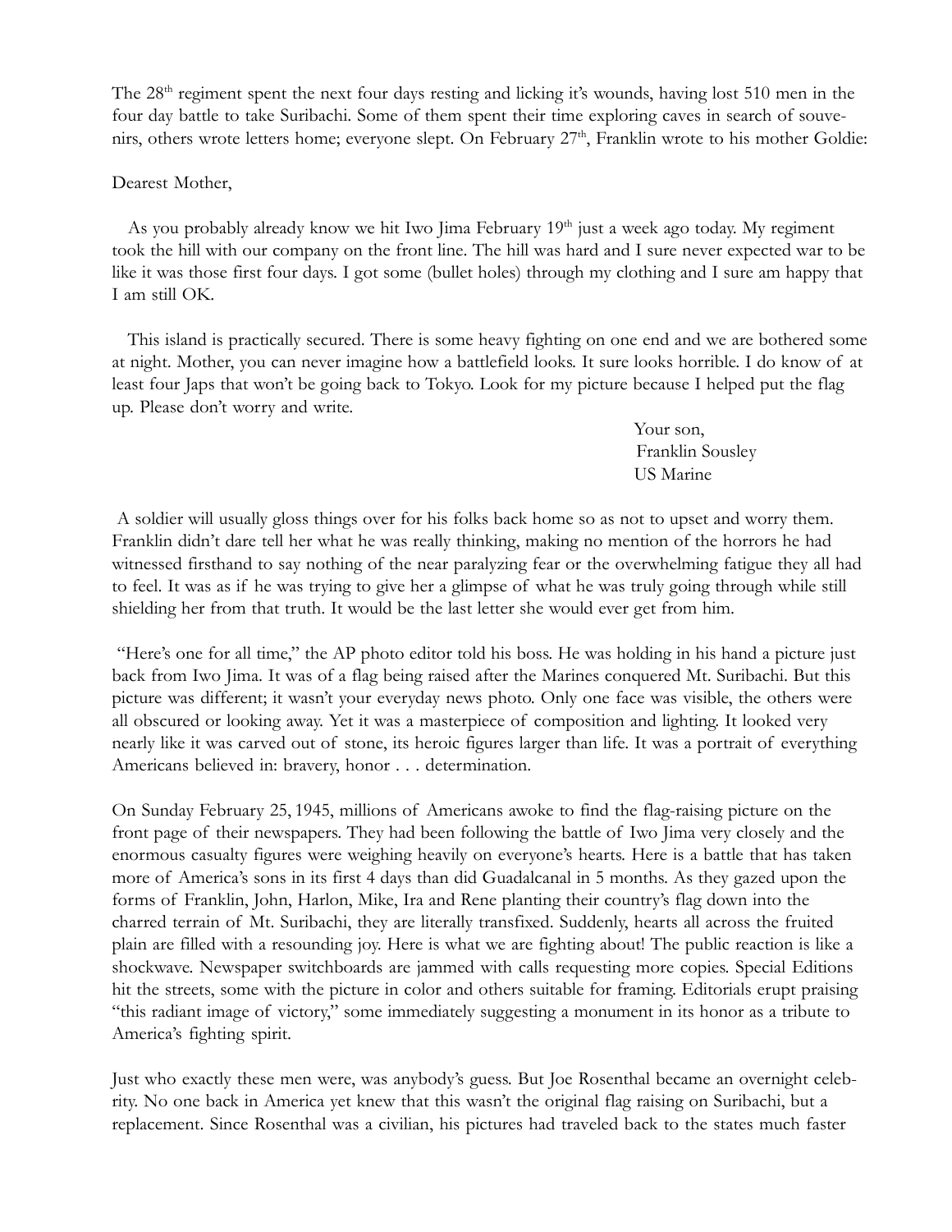The 28th regiment spent the next four days resting and licking it's wounds, having lost 510 men in the four day battle to take Suribachi. Some of them spent their time exploring caves in search of souvenirs, others wrote letters home; everyone slept. On February 27th, Franklin wrote to his mother Goldie:

Dearest Mother,

As you probably already know we hit Iwo Jima February 19th just a week ago today. My regiment took the hill with our company on the front line. The hill was hard and I sure never expected war to be like it was those first four days. I got some (bullet holes) through my clothing and I sure am happy that I am still OK.

This island is practically secured. There is some heavy fighting on one end and we are bothered some at night. Mother, you can never imagine how a battlefield looks. It sure looks horrible. I do know of at least four Japs that won't be going back to Tokyo. Look for my picture because I helped put the flag up. Please don't worry and write.

Your son,
Franklin Sousley
US Marine

A soldier will usually gloss things over for his folks back home so as not to upset and worry them. Franklin didn't dare tell her what he was really thinking, making no mention of the horrors he had witnessed firsthand to say nothing of the near paralyzing fear or the overwhelming fatigue they all had to feel. It was as if he was trying to give her a glimpse of what he was truly going through while still shielding her from that truth. It would be the last letter she would ever get from him.

"Here's one for all time," the AP photo editor told his boss. He was holding in his hand a picture just back from Iwo Jima. It was of a flag being raised after the Marines conquered Mt. Suribachi. But this picture was different; it wasn't your everyday news photo. Only one face was visible, the others were all obscured or looking away. Yet it was a masterpiece of composition and lighting. It looked very nearly like it was carved out of stone, its heroic figures larger than life. It was a portrait of everything Americans believed in: bravery, honor . . . determination.

On Sunday February 25, 1945, millions of Americans awoke to find the flag-raising picture on the front page of their newspapers. They had been following the battle of Iwo Jima very closely and the enormous casualty figures were weighing heavily on everyone's hearts. Here is a battle that has taken more of America's sons in its first 4 days than did Guadalcanal in 5 months. As they gazed upon the forms of Franklin, John, Harlon, Mike, Ira and Rene planting their country's flag down into the charred terrain of Mt. Suribachi, they are literally transfixed. Suddenly, hearts all across the fruited plain are filled with a resounding joy. Here is what we are fighting about! The public reaction is like a shockwave. Newspaper switchboards are jammed with calls requesting more copies. Special Editions hit the streets, some with the picture in color and others suitable for framing. Editorials erupt praising "this radiant image of victory," some immediately suggesting a monument in its honor as a tribute to America's fighting spirit.

Just who exactly these men were, was anybody's guess. But Joe Rosenthal became an overnight celebrity. No one back in America yet knew that this wasn't the original flag raising on Suribachi, but a replacement. Since Rosenthal was a civilian, his pictures had traveled back to the states much faster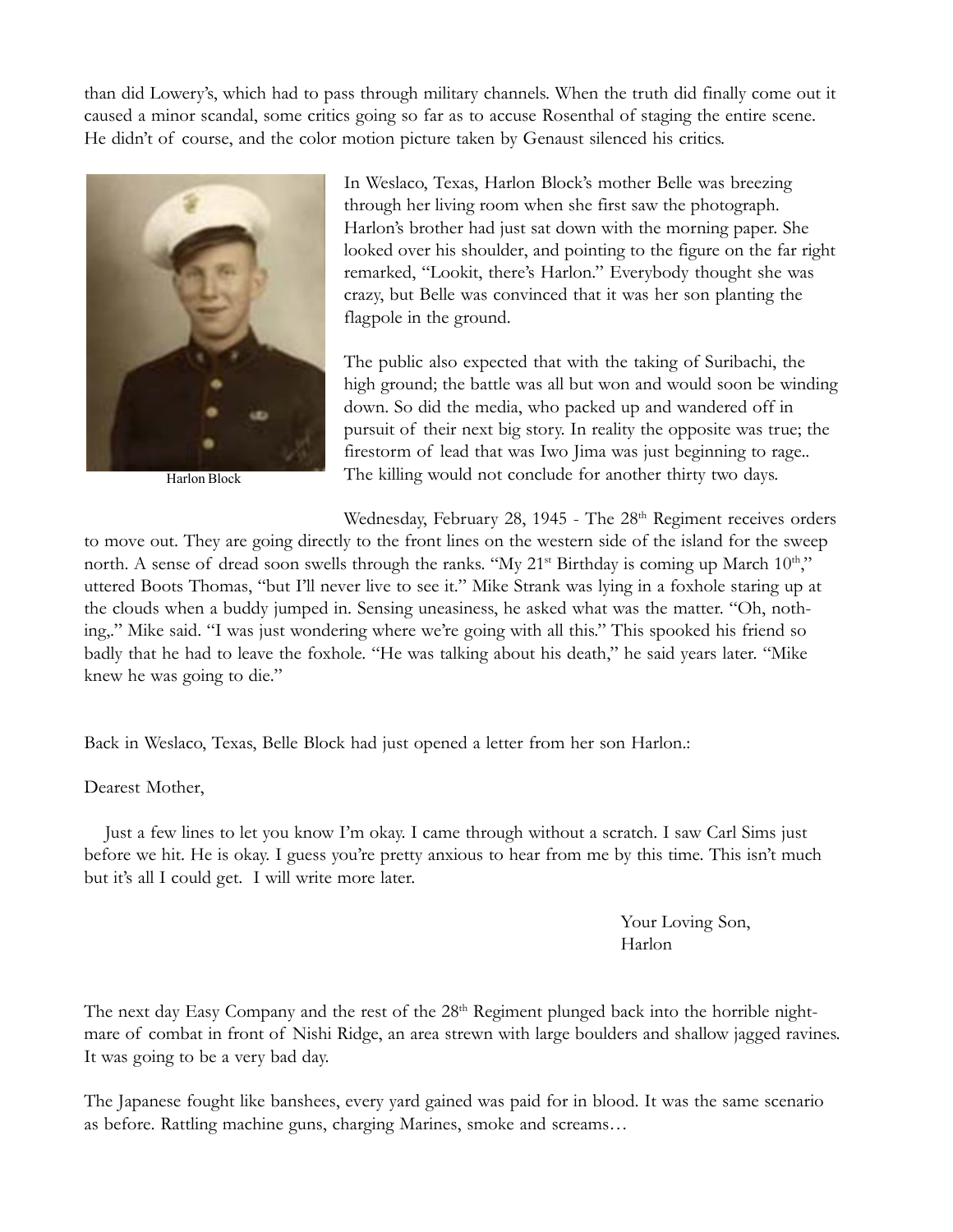than did Lowery's, which had to pass through military channels. When the truth did finally come out it caused a minor scandal, some critics going so far as to accuse Rosenthal of staging the entire scene. He didn't of course, and the color motion picture taken by Genaust silenced his critics.

Harlon Block

In Weslaco, Texas, Harlon Block's mother Belle was breezing through her living room when she first saw the photograph. Harlon's brother had just sat down with the morning paper. She looked over his shoulder, and pointing to the figure on the far right remarked, "Lookit, there's Harlon." Everybody thought she was crazy, but Belle was convinced that it was her son planting the flagpole in the ground.

The public also expected that with the taking of Suribachi, the high ground; the battle was all but won and would soon be winding down. So did the media, who packed up and wandered off in pursuit of their next big story. In reality the opposite was true; the firestorm of lead that was Iwo Jima was just beginning to rage.. The killing would not conclude for another thirty two days.

Wednesday, February 28, 1945 - The 28th Regiment receives orders to move out. They are going directly to the front lines on the western side of the island for the sweep north. A sense of dread soon swells through the ranks. "My 21st Birthday is coming up March 10th," uttered Boots Thomas, "but I'll never live to see it." Mike Strank was lying in a foxhole staring up at the clouds when a buddy jumped in. Sensing uneasiness, he asked what was the matter. "Oh, nothing,." Mike said. "I was just wondering where we're going with all this." This spooked his friend so badly that he had to leave the foxhole. "He was talking about his death," he said years later. "Mike knew he was going to die."

Back in Weslaco, Texas, Belle Block had just opened a letter from her son Harlon.:

Dearest Mother,

Just a few lines to let you know I'm okay. I came through without a scratch. I saw Carl Sims just before we hit. He is okay. I guess you're pretty anxious to hear from me by this time. This isn't much but it's all I could get. I will write more later.

Your Loving Son,
Harlon

The next day Easy Company and the rest of the 28th Regiment plunged back into the horrible nightmare of combat in front of Nishi Ridge, an area strewn with large boulders and shallow jagged ravines. It was going to be a very bad day.

The Japanese fought like banshees, every yard gained was paid for in blood. It was the same scenario as before. Rattling machine guns, charging Marines, smoke and screams…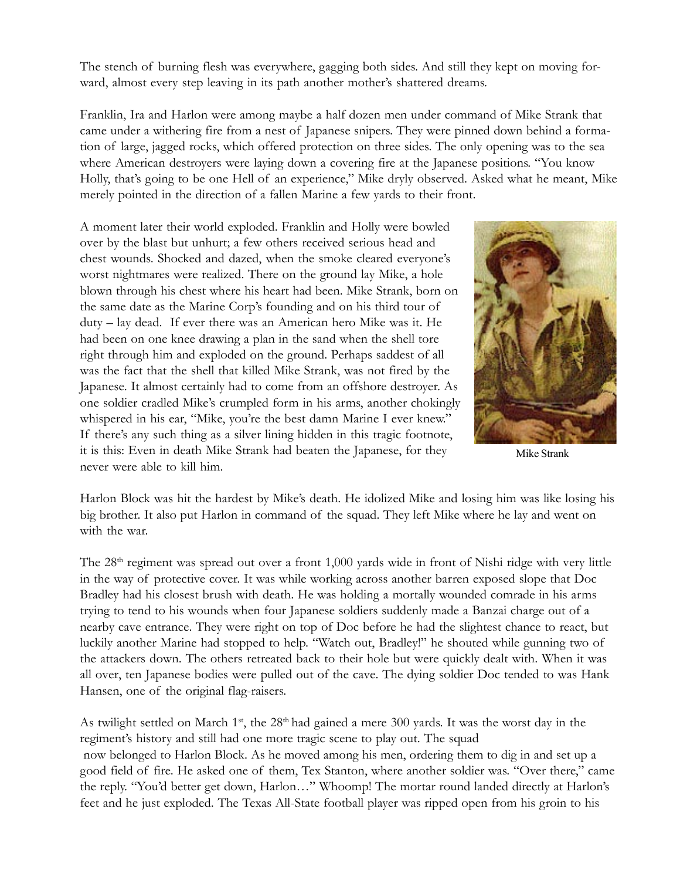The stench of burning flesh was everywhere, gagging both sides. And still they kept on moving forward, almost every step leaving in its path another mother's shattered dreams.

Franklin, Ira and Harlon were among maybe a half dozen men under command of Mike Strank that came under a withering fire from a nest of Japanese snipers. They were pinned down behind a formation of large, jagged rocks, which offered protection on three sides. The only opening was to the sea where American destroyers were laying down a covering fire at the Japanese positions. "You know Holly, that's going to be one Hell of an experience," Mike dryly observed. Asked what he meant, Mike merely pointed in the direction of a fallen Marine a few yards to their front.

A moment later their world exploded. Franklin and Holly were bowled over by the blast but unhurt; a few others received serious head and chest wounds. Shocked and dazed, when the smoke cleared everyone's worst nightmares were realized. There on the ground lay Mike, a hole blown through his chest where his heart had been. Mike Strank, born on the same date as the Marine Corp's founding and on his third tour of duty – lay dead. If ever there was an American hero Mike was it. He had been on one knee drawing a plan in the sand when the shell tore right through him and exploded on the ground. Perhaps saddest of all was the fact that the shell that killed Mike Strank, was not fired by the Japanese. It almost certainly had to come from an offshore destroyer. As one soldier cradled Mike's crumpled form in his arms, another chokingly whispered in his ear, "Mike, you're the best damn Marine I ever knew." If there's any such thing as a silver lining hidden in this tragic footnote, it is this: Even in death Mike Strank had beaten the Japanese, for they never were able to kill him.

Mike Strank

Harlon Block was hit the hardest by Mike's death. He idolized Mike and losing him was like losing his big brother. It also put Harlon in command of the squad. They left Mike where he lay and went on with the war.

The 28th regiment was spread out over a front 1,000 yards wide in front of Nishi ridge with very little in the way of protective cover. It was while working across another barren exposed slope that Doc Bradley had his closest brush with death. He was holding a mortally wounded comrade in his arms trying to tend to his wounds when four Japanese soldiers suddenly made a Banzai charge out of a nearby cave entrance. They were right on top of Doc before he had the slightest chance to react, but luckily another Marine had stopped to help. "Watch out, Bradley!" he shouted while gunning two of the attackers down. The others retreated back to their hole but were quickly dealt with. When it was all over, ten Japanese bodies were pulled out of the cave. The dying soldier Doc tended to was Hank Hansen, one of the original flag-raisers.

As twilight settled on March 1st, the 28th had gained a mere 300 yards. It was the worst day in the regiment's history and still had one more tragic scene to play out. The squad now belonged to Harlon Block. As he moved among his men, ordering them to dig in and set up a good field of fire. He asked one of them, Tex Stanton, where another soldier was. "Over there," came the reply. "You'd better get down, Harlon…" Whoomp! The mortar round landed directly at Harlon's feet and he just exploded. The Texas All-State football player was ripped open from his groin to his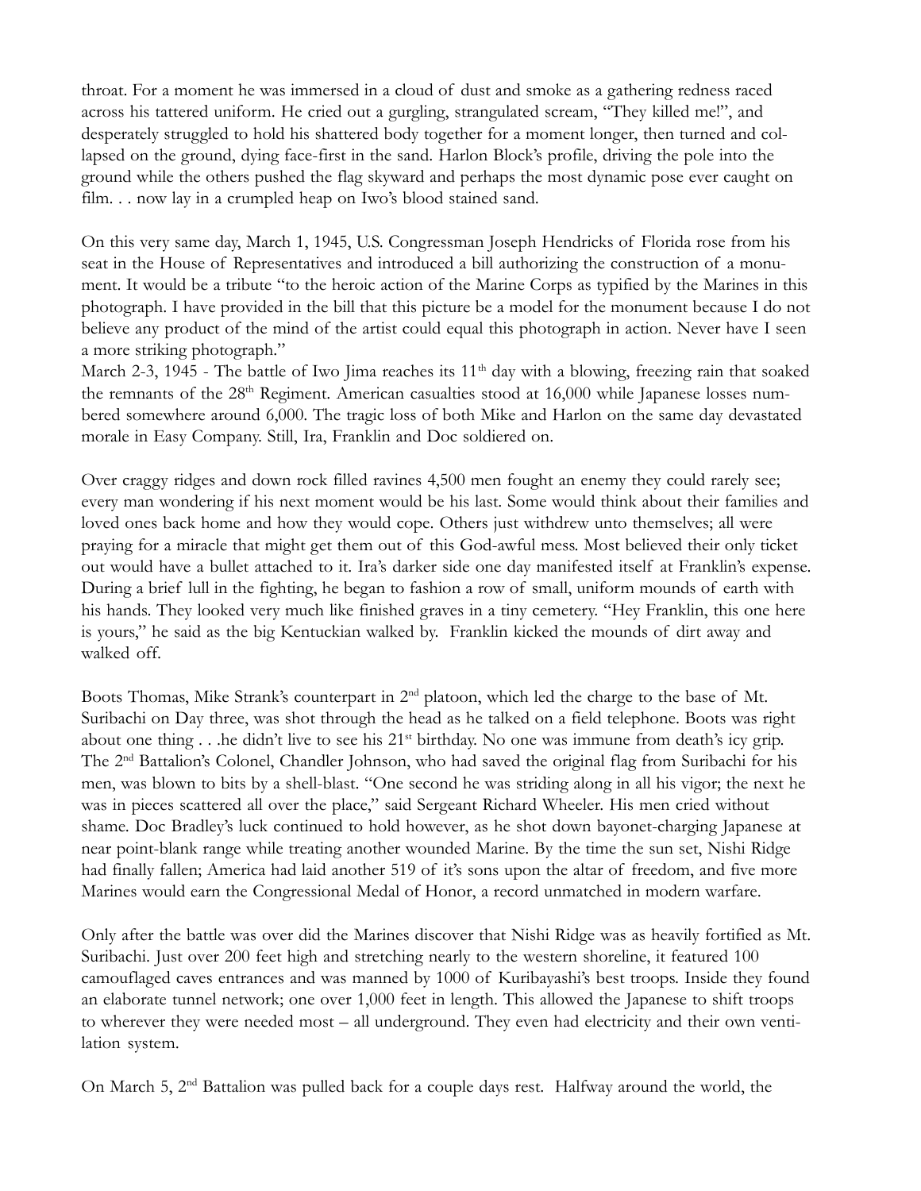throat. For a moment he was immersed in a cloud of dust and smoke as a gathering redness raced across his tattered uniform. He cried out a gurgling, strangulated scream, "They killed me!", and desperately struggled to hold his shattered body together for a moment longer, then turned and collapsed on the ground, dying face-first in the sand. Harlon Block's profile, driving the pole into the ground while the others pushed the flag skyward and perhaps the most dynamic pose ever caught on film. . . now lay in a crumpled heap on Iwo's blood stained sand.

On this very same day, March 1, 1945, U.S. Congressman Joseph Hendricks of Florida rose from his seat in the House of Representatives and introduced a bill authorizing the construction of a monument. It would be a tribute "to the heroic action of the Marine Corps as typified by the Marines in this photograph. I have provided in the bill that this picture be a model for the monument because I do not believe any product of the mind of the artist could equal this photograph in action. Never have I seen a more striking photograph."

March 2-3, 1945 - The battle of Iwo Jima reaches its 11th day with a blowing, freezing rain that soaked the remnants of the 28th Regiment. American casualties stood at 16,000 while Japanese losses numbered somewhere around 6,000. The tragic loss of both Mike and Harlon on the same day devastated morale in Easy Company. Still, Ira, Franklin and Doc soldiered on.

Over craggy ridges and down rock filled ravines 4,500 men fought an enemy they could rarely see; every man wondering if his next moment would be his last. Some would think about their families and loved ones back home and how they would cope. Others just withdrew unto themselves; all were praying for a miracle that might get them out of this God-awful mess. Most believed their only ticket out would have a bullet attached to it. Ira's darker side one day manifested itself at Franklin's expense. During a brief lull in the fighting, he began to fashion a row of small, uniform mounds of earth with his hands. They looked very much like finished graves in a tiny cemetery. "Hey Franklin, this one here is yours," he said as the big Kentuckian walked by. Franklin kicked the mounds of dirt away and walked off.

Boots Thomas, Mike Strank's counterpart in 2nd platoon, which led the charge to the base of Mt. Suribachi on Day three, was shot through the head as he talked on a field telephone. Boots was right about one thing . . .he didn't live to see his 21st birthday. No one was immune from death's icy grip. The 2nd Battalion's Colonel, Chandler Johnson, who had saved the original flag from Suribachi for his men, was blown to bits by a shell-blast. "One second he was striding along in all his vigor; the next he was in pieces scattered all over the place," said Sergeant Richard Wheeler. His men cried without shame. Doc Bradley's luck continued to hold however, as he shot down bayonet-charging Japanese at near point-blank range while treating another wounded Marine. By the time the sun set, Nishi Ridge had finally fallen; America had laid another 519 of it's sons upon the altar of freedom, and five more Marines would earn the Congressional Medal of Honor, a record unmatched in modern warfare.

Only after the battle was over did the Marines discover that Nishi Ridge was as heavily fortified as Mt. Suribachi. Just over 200 feet high and stretching nearly to the western shoreline, it featured 100 camouflaged caves entrances and was manned by 1000 of Kuribayashi's best troops. Inside they found an elaborate tunnel network; one over 1,000 feet in length. This allowed the Japanese to shift troops to wherever they were needed most – all underground. They even had electricity and their own ventilation system.

On March 5, 2nd Battalion was pulled back for a couple days rest. Halfway around the world, the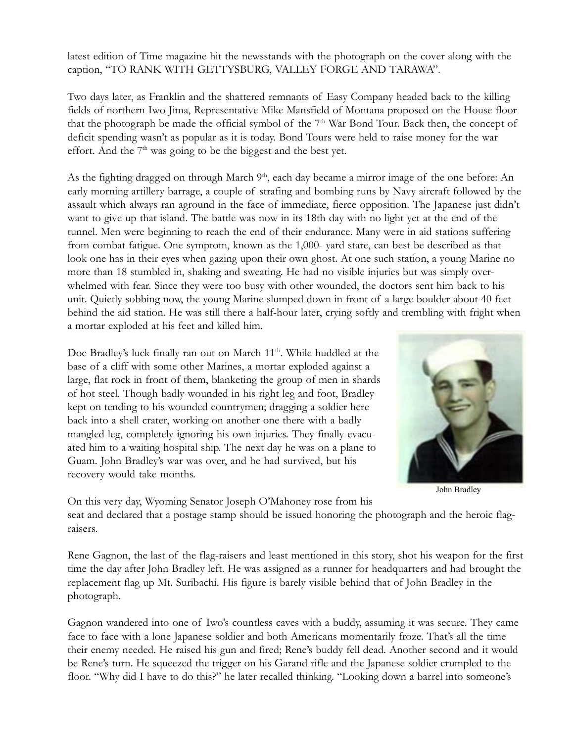latest edition of Time magazine hit the newsstands with the photograph on the cover along with the caption, "TO RANK WITH GETTYSBURG, VALLEY FORGE AND TARAWA".

Two days later, as Franklin and the shattered remnants of Easy Company headed back to the killing fields of northern Iwo Jima, Representative Mike Mansfield of Montana proposed on the House floor that the photograph be made the official symbol of the 7th War Bond Tour. Back then, the concept of deficit spending wasn't as popular as it is today. Bond Tours were held to raise money for the war effort. And the 7th was going to be the biggest and the best yet.

As the fighting dragged on through March 9th, each day became a mirror image of the one before: An early morning artillery barrage, a couple of strafing and bombing runs by Navy aircraft followed by the assault which always ran aground in the face of immediate, fierce opposition. The Japanese just didn't want to give up that island. The battle was now in its 18th day with no light yet at the end of the tunnel. Men were beginning to reach the end of their endurance. Many were in aid stations suffering from combat fatigue. One symptom, known as the 1,000- yard stare, can best be described as that look one has in their eyes when gazing upon their own ghost. At one such station, a young Marine no more than 18 stumbled in, shaking and sweating. He had no visible injuries but was simply overwhelmed with fear. Since they were too busy with other wounded, the doctors sent him back to his unit. Quietly sobbing now, the young Marine slumped down in front of a large boulder about 40 feet behind the aid station. He was still there a half-hour later, crying softly and trembling with fright when a mortar exploded at his feet and killed him.

Doc Bradley's luck finally ran out on March 11th. While huddled at the base of a cliff with some other Marines, a mortar exploded against a large, flat rock in front of them, blanketing the group of men in shards of hot steel. Though badly wounded in his right leg and foot, Bradley kept on tending to his wounded countrymen; dragging a soldier here back into a shell crater, working on another one there with a badly mangled leg, completely ignoring his own injuries. They finally evacuated him to a waiting hospital ship. The next day he was on a plane to Guam. John Bradley's war was over, and he had survived, but his recovery would take months.

John Bradley

On this very day, Wyoming Senator Joseph O'Mahoney rose from his seat and declared that a postage stamp should be issued honoring the photograph and the heroic flag-raisers.

Rene Gagnon, the last of the flag-raisers and least mentioned in this story, shot his weapon for the first time the day after John Bradley left. He was assigned as a runner for headquarters and had brought the replacement flag up Mt. Suribachi. His figure is barely visible behind that of John Bradley in the photograph.

Gagnon wandered into one of Iwo's countless caves with a buddy, assuming it was secure. They came face to face with a lone Japanese soldier and both Americans momentarily froze. That's all the time their enemy needed. He raised his gun and fired; Rene's buddy fell dead. Another second and it would be Rene's turn. He squeezed the trigger on his Garand rifle and the Japanese soldier crumpled to the floor. "Why did I have to do this?" he later recalled thinking. "Looking down a barrel into someone's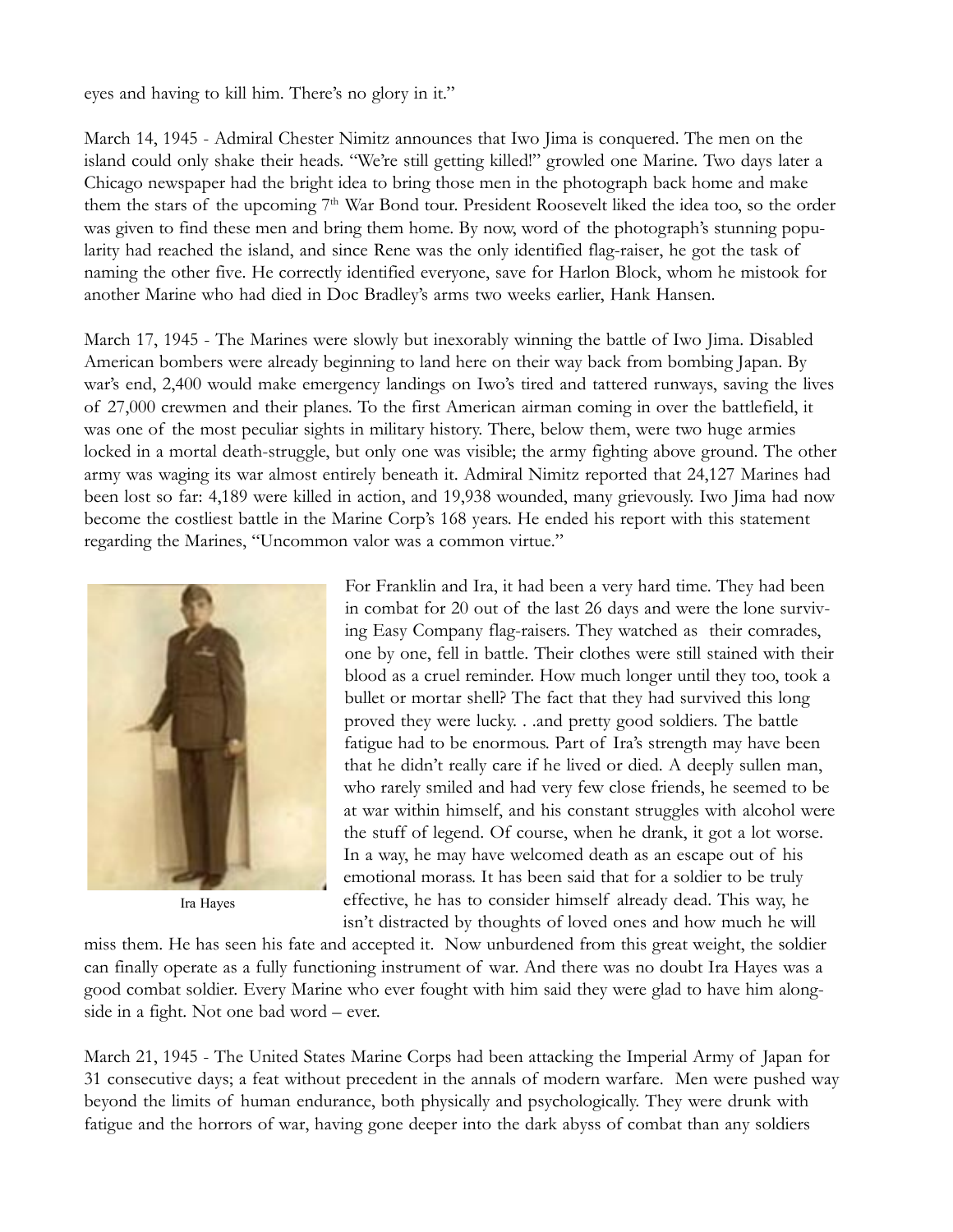eyes and having to kill him. There's no glory in it."

March 14, 1945 - Admiral Chester Nimitz announces that Iwo Jima is conquered. The men on the island could only shake their heads. "We're still getting killed!" growled one Marine. Two days later a Chicago newspaper had the bright idea to bring those men in the photograph back home and make them the stars of the upcoming 7th War Bond tour. President Roosevelt liked the idea too, so the order was given to find these men and bring them home. By now, word of the photograph's stunning popularity had reached the island, and since Rene was the only identified flag-raiser, he got the task of naming the other five. He correctly identified everyone, save for Harlon Block, whom he mistook for another Marine who had died in Doc Bradley's arms two weeks earlier, Hank Hansen.

March 17, 1945 - The Marines were slowly but inexorably winning the battle of Iwo Jima. Disabled American bombers were already beginning to land here on their way back from bombing Japan. By war's end, 2,400 would make emergency landings on Iwo's tired and tattered runways, saving the lives of 27,000 crewmen and their planes. To the first American airman coming in over the battlefield, it was one of the most peculiar sights in military history. There, below them, were two huge armies locked in a mortal death-struggle, but only one was visible; the army fighting above ground. The other army was waging its war almost entirely beneath it. Admiral Nimitz reported that 24,127 Marines had been lost so far: 4,189 were killed in action, and 19,938 wounded, many grievously. Iwo Jima had now become the costliest battle in the Marine Corp's 168 years. He ended his report with this statement regarding the Marines, "Uncommon valor was a common virtue."

Ira Hayes

For Franklin and Ira, it had been a very hard time. They had been in combat for 20 out of the last 26 days and were the lone surviving Easy Company flag-raisers. They watched as their comrades, one by one, fell in battle. Their clothes were still stained with their blood as a cruel reminder. How much longer until they too, took a bullet or mortar shell? The fact that they had survived this long proved they were lucky. . .and pretty good soldiers. The battle fatigue had to be enormous. Part of Ira's strength may have been that he didn't really care if he lived or died. A deeply sullen man, who rarely smiled and had very few close friends, he seemed to be at war within himself, and his constant struggles with alcohol were the stuff of legend. Of course, when he drank, it got a lot worse. In a way, he may have welcomed death as an escape out of his emotional morass. It has been said that for a soldier to be truly effective, he has to consider himself already dead. This way, he isn't distracted by thoughts of loved ones and how much he will miss them. He has seen his fate and accepted it. Now unburdened from this great weight, the soldier can finally operate as a fully functioning instrument of war. And there was no doubt Ira Hayes was a good combat soldier. Every Marine who ever fought with him said they were glad to have him alongside in a fight. Not one bad word – ever.

March 21, 1945 - The United States Marine Corps had been attacking the Imperial Army of Japan for 31 consecutive days; a feat without precedent in the annals of modern warfare. Men were pushed way beyond the limits of human endurance, both physically and psychologically. They were drunk with fatigue and the horrors of war, having gone deeper into the dark abyss of combat than any soldiers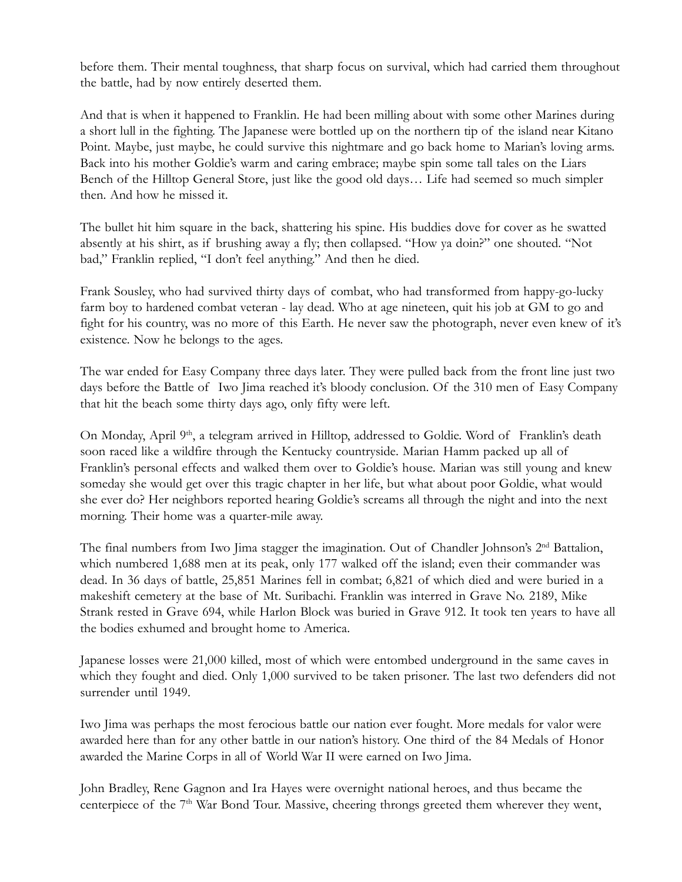before them. Their mental toughness, that sharp focus on survival, which had carried them throughout the battle, had by now entirely deserted them.

And that is when it happened to Franklin. He had been milling about with some other Marines during a short lull in the fighting. The Japanese were bottled up on the northern tip of the island near Kitano Point. Maybe, just maybe, he could survive this nightmare and go back home to Marian's loving arms. Back into his mother Goldie's warm and caring embrace; maybe spin some tall tales on the Liars Bench of the Hilltop General Store, just like the good old days… Life had seemed so much simpler then. And how he missed it.

The bullet hit him square in the back, shattering his spine. His buddies dove for cover as he swatted absently at his shirt, as if brushing away a fly; then collapsed. "How ya doin?" one shouted. "Not bad," Franklin replied, "I don't feel anything." And then he died.

Frank Sousley, who had survived thirty days of combat, who had transformed from happy-go-lucky farm boy to hardened combat veteran - lay dead. Who at age nineteen, quit his job at GM to go and fight for his country, was no more of this Earth. He never saw the photograph, never even knew of it's existence. Now he belongs to the ages.

The war ended for Easy Company three days later. They were pulled back from the front line just two days before the Battle of Iwo Jima reached it's bloody conclusion. Of the 310 men of Easy Company that hit the beach some thirty days ago, only fifty were left.

On Monday, April 9th, a telegram arrived in Hilltop, addressed to Goldie. Word of Franklin's death soon raced like a wildfire through the Kentucky countryside. Marian Hamm packed up all of Franklin's personal effects and walked them over to Goldie's house. Marian was still young and knew someday she would get over this tragic chapter in her life, but what about poor Goldie, what would she ever do? Her neighbors reported hearing Goldie's screams all through the night and into the next morning. Their home was a quarter-mile away.

The final numbers from Iwo Jima stagger the imagination. Out of Chandler Johnson's 2nd Battalion, which numbered 1,688 men at its peak, only 177 walked off the island; even their commander was dead. In 36 days of battle, 25,851 Marines fell in combat; 6,821 of which died and were buried in a makeshift cemetery at the base of Mt. Suribachi. Franklin was interred in Grave No. 2189, Mike Strank rested in Grave 694, while Harlon Block was buried in Grave 912. It took ten years to have all the bodies exhumed and brought home to America.

Japanese losses were 21,000 killed, most of which were entombed underground in the same caves in which they fought and died. Only 1,000 survived to be taken prisoner. The last two defenders did not surrender until 1949.

Iwo Jima was perhaps the most ferocious battle our nation ever fought. More medals for valor were awarded here than for any other battle in our nation's history. One third of the 84 Medals of Honor awarded the Marine Corps in all of World War II were earned on Iwo Jima.

John Bradley, Rene Gagnon and Ira Hayes were overnight national heroes, and thus became the centerpiece of the 7th War Bond Tour. Massive, cheering throngs greeted them wherever they went,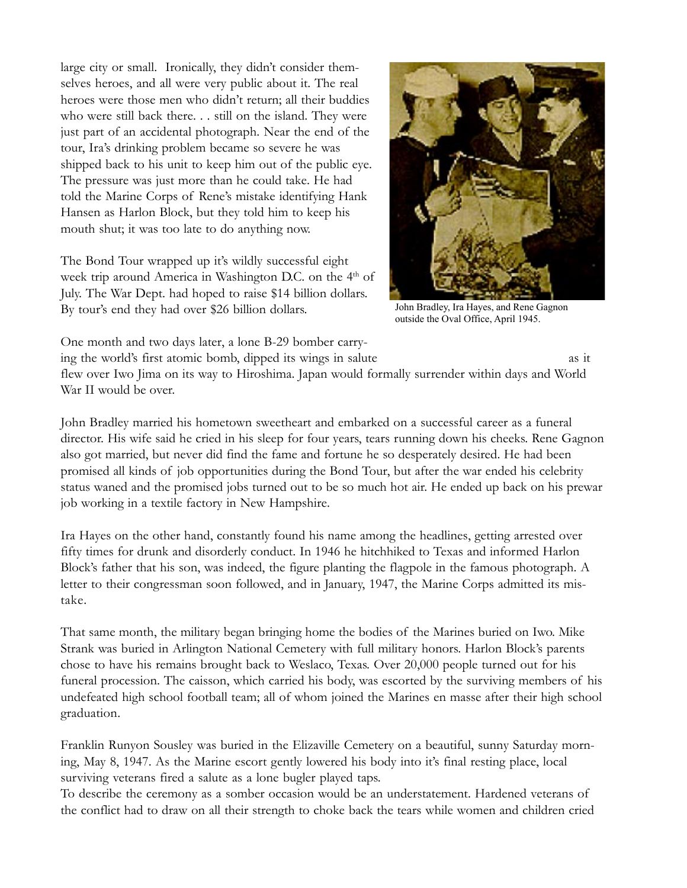large city or small. Ironically, they didn't consider themselves heroes, and all were very public about it. The real heroes were those men who didn't return; all their buddies who were still back there. . . still on the island. They were just part of an accidental photograph. Near the end of the tour, Ira's drinking problem became so severe he was shipped back to his unit to keep him out of the public eye. The pressure was just more than he could take. He had told the Marine Corps of Rene's mistake identifying Hank Hansen as Harlon Block, but they told him to keep his mouth shut; it was too late to do anything now.

The Bond Tour wrapped up it's wildly successful eight week trip around America in Washington D.C. on the 4th of July. The War Dept. had hoped to raise $14 billion dollars. By tour's end they had over $26 billion dollars.

John Bradley, Ira Hayes, and Rene Gagnon outside the Oval Office, April 1945.

One month and two days later, a lone B-29 bomber carrying the world's first atomic bomb, dipped its wings in salute as it flew over Iwo Jima on its way to Hiroshima. Japan would formally surrender within days and World War II would be over.

John Bradley married his hometown sweetheart and embarked on a successful career as a funeral director. His wife said he cried in his sleep for four years, tears running down his cheeks. Rene Gagnon also got married, but never did find the fame and fortune he so desperately desired. He had been promised all kinds of job opportunities during the Bond Tour, but after the war ended his celebrity status waned and the promised jobs turned out to be so much hot air. He ended up back on his prewar job working in a textile factory in New Hampshire.

Ira Hayes on the other hand, constantly found his name among the headlines, getting arrested over fifty times for drunk and disorderly conduct. In 1946 he hitchhiked to Texas and informed Harlon Block's father that his son, was indeed, the figure planting the flagpole in the famous photograph. A letter to their congressman soon followed, and in January, 1947, the Marine Corps admitted its mistake.

That same month, the military began bringing home the bodies of the Marines buried on Iwo. Mike Strank was buried in Arlington National Cemetery with full military honors. Harlon Block's parents chose to have his remains brought back to Weslaco, Texas. Over 20,000 people turned out for his funeral procession. The caisson, which carried his body, was escorted by the surviving members of his undefeated high school football team; all of whom joined the Marines en masse after their high school graduation.

Franklin Runyon Sousley was buried in the Elizaville Cemetery on a beautiful, sunny Saturday morning, May 8, 1947. As the Marine escort gently lowered his body into it's final resting place, local surviving veterans fired a salute as a lone bugler played taps.
To describe the ceremony as a somber occasion would be an understatement. Hardened veterans of the conflict had to draw on all their strength to choke back the tears while women and children cried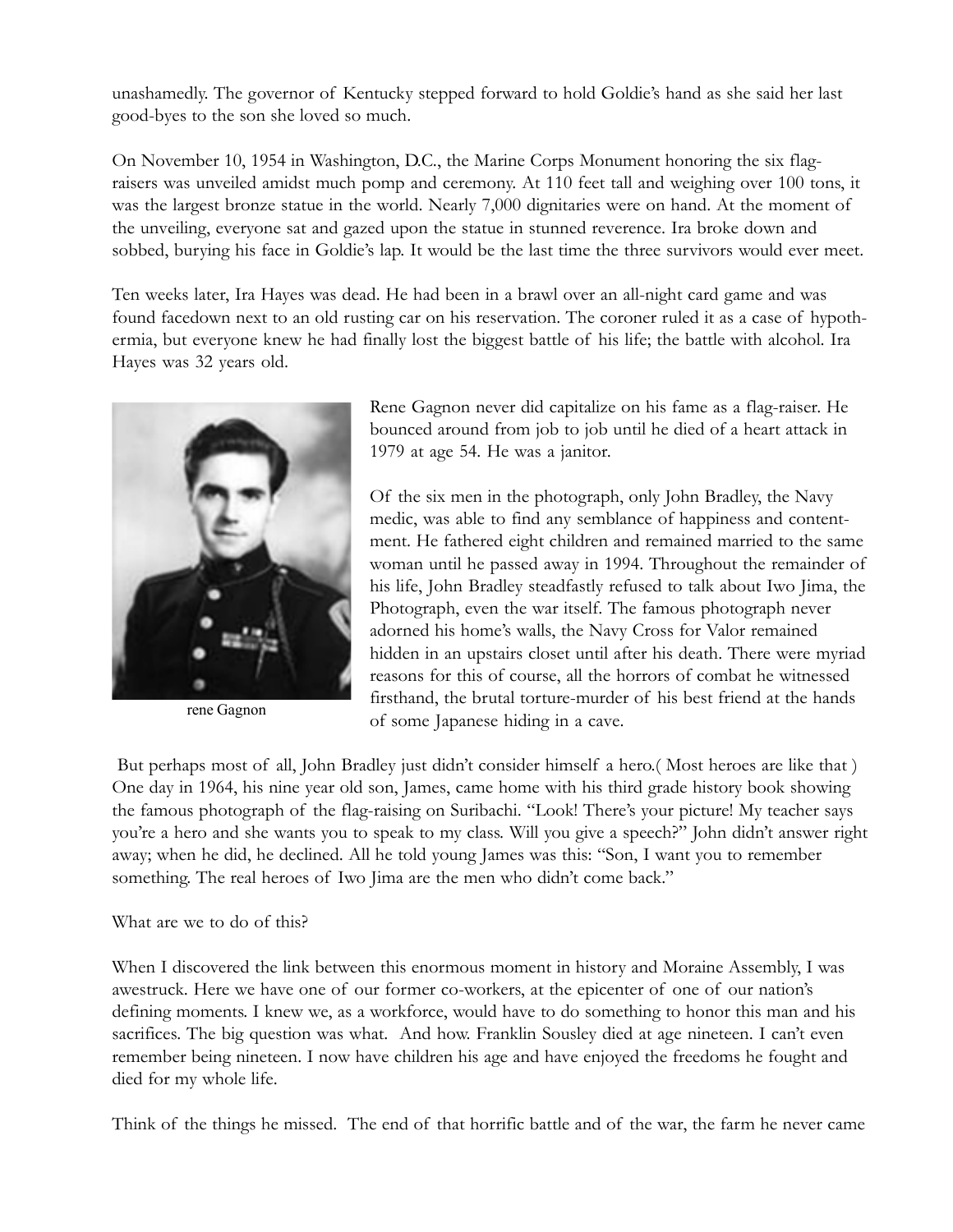unashamedly. The governor of Kentucky stepped forward to hold Goldie's hand as she said her last good-byes to the son she loved so much.

On November 10, 1954 in Washington, D.C., the Marine Corps Monument honoring the six flag-raisers was unveiled amidst much pomp and ceremony. At 110 feet tall and weighing over 100 tons, it was the largest bronze statue in the world. Nearly 7,000 dignitaries were on hand. At the moment of the unveiling, everyone sat and gazed upon the statue in stunned reverence. Ira broke down and sobbed, burying his face in Goldie's lap. It would be the last time the three survivors would ever meet.

Ten weeks later, Ira Hayes was dead. He had been in a brawl over an all-night card game and was found facedown next to an old rusting car on his reservation. The coroner ruled it as a case of hypothermia, but everyone knew he had finally lost the biggest battle of his life; the battle with alcohol. Ira Hayes was 32 years old.

rene Gagnon

Rene Gagnon never did capitalize on his fame as a flag-raiser. He bounced around from job to job until he died of a heart attack in 1979 at age 54. He was a janitor.

Of the six men in the photograph, only John Bradley, the Navy medic, was able to find any semblance of happiness and contentment. He fathered eight children and remained married to the same woman until he passed away in 1994. Throughout the remainder of his life, John Bradley steadfastly refused to talk about Iwo Jima, the Photograph, even the war itself. The famous photograph never adorned his home's walls, the Navy Cross for Valor remained hidden in an upstairs closet until after his death. There were myriad reasons for this of course, all the horrors of combat he witnessed firsthand, the brutal torture-murder of his best friend at the hands of some Japanese hiding in a cave.

But perhaps most of all, John Bradley just didn't consider himself a hero.( Most heroes are like that ) One day in 1964, his nine year old son, James, came home with his third grade history book showing the famous photograph of the flag-raising on Suribachi. "Look! There's your picture! My teacher says you're a hero and she wants you to speak to my class. Will you give a speech?" John didn't answer right away; when he did, he declined. All he told young James was this: "Son, I want you to remember something. The real heroes of Iwo Jima are the men who didn't come back."

What are we to do of this?

When I discovered the link between this enormous moment in history and Moraine Assembly, I was awestruck. Here we have one of our former co-workers, at the epicenter of one of our nation's defining moments. I knew we, as a workforce, would have to do something to honor this man and his sacrifices. The big question was what. And how. Franklin Sousley died at age nineteen. I can't even remember being nineteen. I now have children his age and have enjoyed the freedoms he fought and died for my whole life.

Think of the things he missed. The end of that horrific battle and of the war, the farm he never came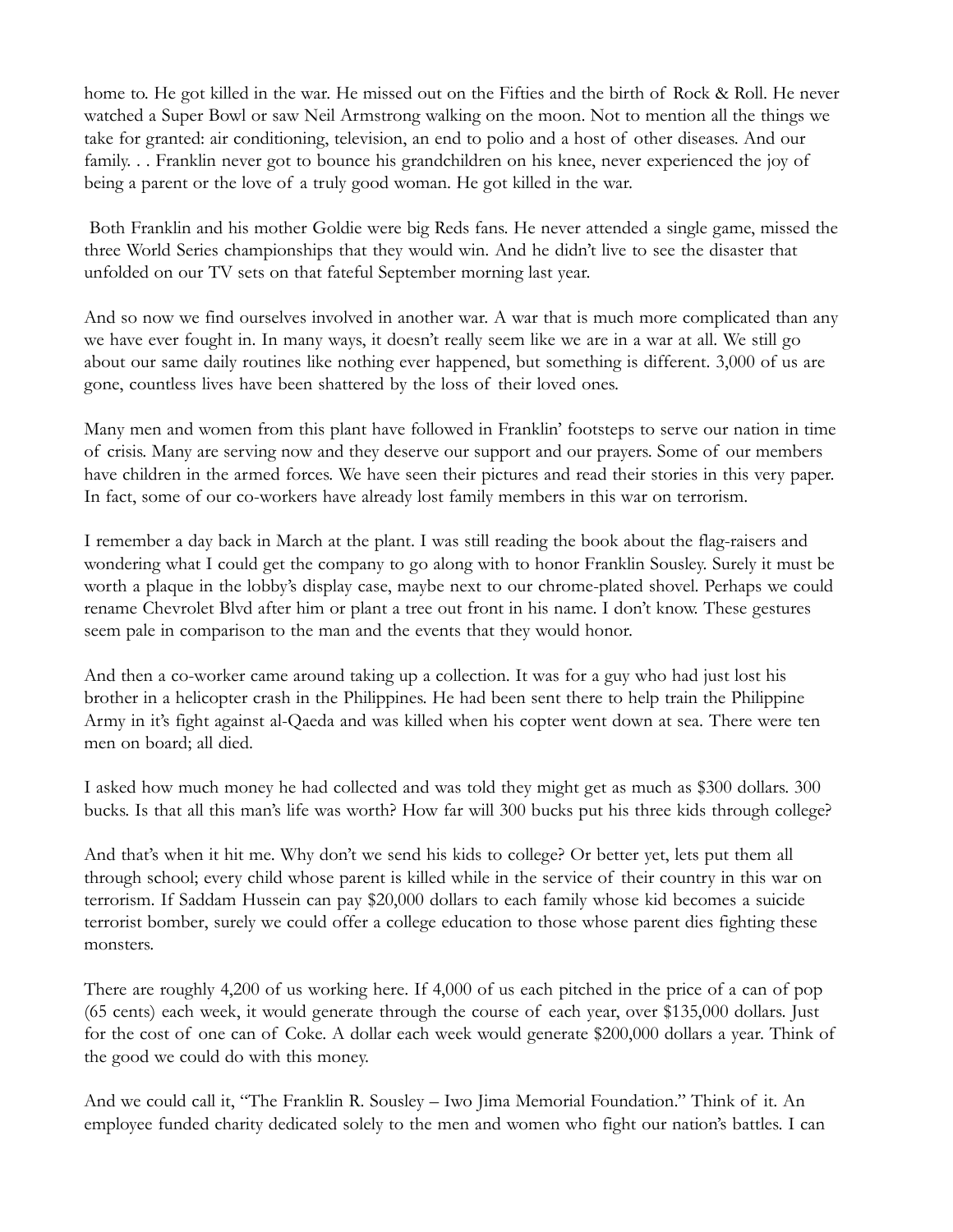home to. He got killed in the war. He missed out on the Fifties and the birth of Rock & Roll. He never watched a Super Bowl or saw Neil Armstrong walking on the moon. Not to mention all the things we take for granted: air conditioning, television, an end to polio and a host of other diseases. And our family. . . Franklin never got to bounce his grandchildren on his knee, never experienced the joy of being a parent or the love of a truly good woman. He got killed in the war.

Both Franklin and his mother Goldie were big Reds fans. He never attended a single game, missed the three World Series championships that they would win. And he didn't live to see the disaster that unfolded on our TV sets on that fateful September morning last year.

And so now we find ourselves involved in another war. A war that is much more complicated than any we have ever fought in. In many ways, it doesn't really seem like we are in a war at all. We still go about our same daily routines like nothing ever happened, but something is different. 3,000 of us are gone, countless lives have been shattered by the loss of their loved ones.

Many men and women from this plant have followed in Franklin' footsteps to serve our nation in time of crisis. Many are serving now and they deserve our support and our prayers. Some of our members have children in the armed forces. We have seen their pictures and read their stories in this very paper. In fact, some of our co-workers have already lost family members in this war on terrorism.

I remember a day back in March at the plant. I was still reading the book about the flag-raisers and wondering what I could get the company to go along with to honor Franklin Sousley. Surely it must be worth a plaque in the lobby's display case, maybe next to our chrome-plated shovel. Perhaps we could rename Chevrolet Blvd after him or plant a tree out front in his name. I don't know. These gestures seem pale in comparison to the man and the events that they would honor.

And then a co-worker came around taking up a collection. It was for a guy who had just lost his brother in a helicopter crash in the Philippines. He had been sent there to help train the Philippine Army in it's fight against al-Qaeda and was killed when his copter went down at sea. There were ten men on board; all died.

I asked how much money he had collected and was told they might get as much as $300 dollars. 300 bucks. Is that all this man's life was worth? How far will 300 bucks put his three kids through college?

And that's when it hit me. Why don't we send his kids to college? Or better yet, lets put them all through school; every child whose parent is killed while in the service of their country in this war on terrorism. If Saddam Hussein can pay $20,000 dollars to each family whose kid becomes a suicide terrorist bomber, surely we could offer a college education to those whose parent dies fighting these monsters.

There are roughly 4,200 of us working here. If 4,000 of us each pitched in the price of a can of pop (65 cents) each week, it would generate through the course of each year, over $135,000 dollars. Just for the cost of one can of Coke. A dollar each week would generate $200,000 dollars a year. Think of the good we could do with this money.

And we could call it, "The Franklin R. Sousley – Iwo Jima Memorial Foundation." Think of it. An employee funded charity dedicated solely to the men and women who fight our nation's battles. I can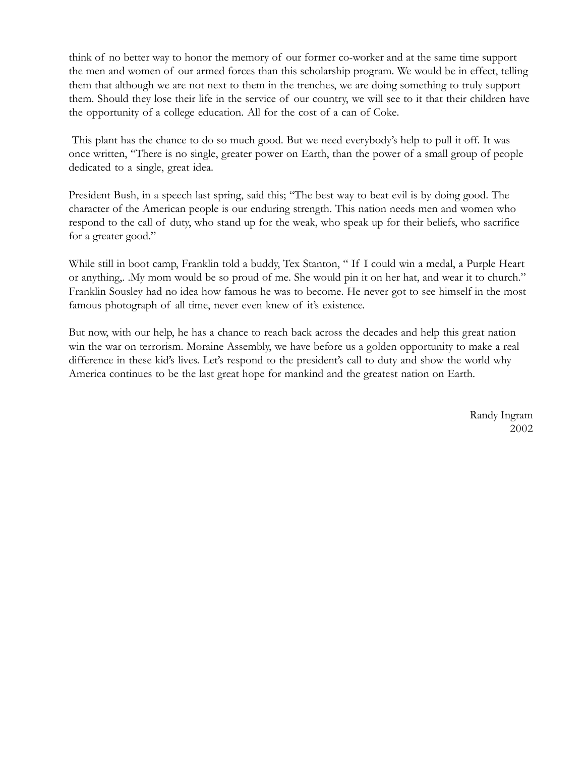think of no better way to honor the memory of our former co-worker and at the same time support the men and women of our armed forces than this scholarship program. We would be in effect, telling them that although we are not next to them in the trenches, we are doing something to truly support them. Should they lose their life in the service of our country, we will see to it that their children have the opportunity of a college education. All for the cost of a can of Coke.

This plant has the chance to do so much good. But we need everybody's help to pull it off. It was once written, "There is no single, greater power on Earth, than the power of a small group of people dedicated to a single, great idea.

President Bush, in a speech last spring, said this; "The best way to beat evil is by doing good. The character of the American people is our enduring strength. This nation needs men and women who respond to the call of duty, who stand up for the weak, who speak up for their beliefs, who sacrifice for a greater good."

While still in boot camp, Franklin told a buddy, Tex Stanton, " If I could win a medal, a Purple Heart or anything,. .My mom would be so proud of me. She would pin it on her hat, and wear it to church." Franklin Sousley had no idea how famous he was to become. He never got to see himself in the most famous photograph of all time, never even knew of it's existence.

But now, with our help, he has a chance to reach back across the decades and help this great nation win the war on terrorism. Moraine Assembly, we have before us a golden opportunity to make a real difference in these kid's lives. Let's respond to the president's call to duty and show the world why America continues to be the last great hope for mankind and the greatest nation on Earth.

Randy Ingram
2002